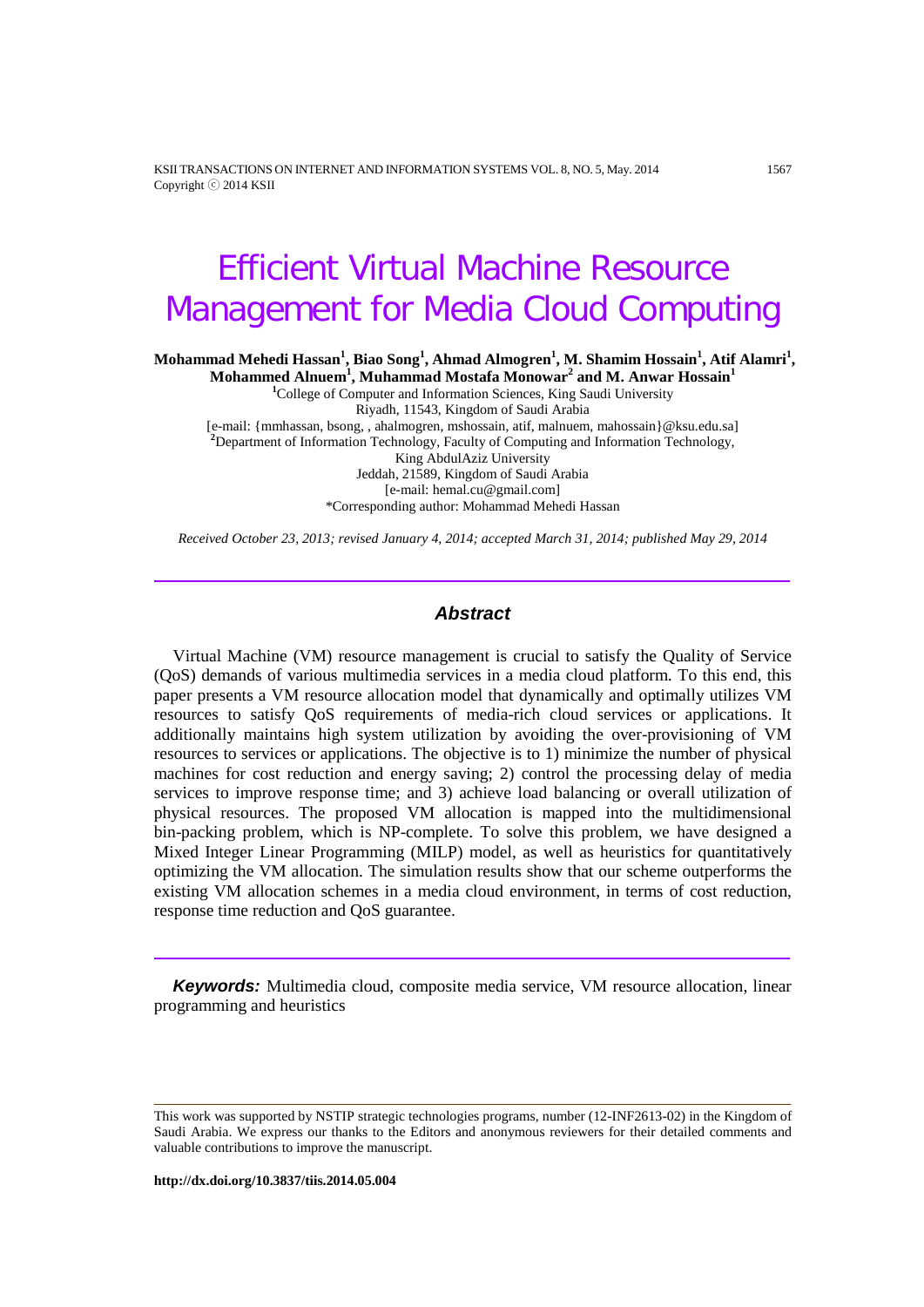# Efficient Virtual Machine Resource Management for Media Cloud Computing

**Mohammad Mehedi Hassan[1], Biao Song[1], Ahmad Almogren[1], M. Shamim Hossain[1], Atif Alamri[1], Mohammed Alnuem[1], Muhammad Mostafa Monowar[2] and M. Anwar Hossain[1]**

[1]College of Computer and Information Sciences, King Saudi University
Riyadh, 11543, Kingdom of Saudi Arabia
[e-mail: {mmhassan, bsong, , ahalmogren, mshossain, atif, malnuem, mahossain}@ksu.edu.sa]
[2]Department of Information Technology, Faculty of Computing and Information Technology,
King AbdulAziz University
Jeddah, 21589, Kingdom of Saudi Arabia
[e-mail: hemal.cu@gmail.com]
*Corresponding author: Mohammad Mehedi Hassan

*Received October 23, 2013; revised January 4, 2014; accepted March 31, 2014; published May 29, 2014*

## Abstract

Virtual Machine (VM) resource management is crucial to satisfy the Quality of Service (QoS) demands of various multimedia services in a media cloud platform. To this end, this paper presents a VM resource allocation model that dynamically and optimally utilizes VM resources to satisfy QoS requirements of media-rich cloud services or applications. It additionally maintains high system utilization by avoiding the over-provisioning of VM resources to services or applications. The objective is to 1) minimize the number of physical machines for cost reduction and energy saving; 2) control the processing delay of media services to improve response time; and 3) achieve load balancing or overall utilization of physical resources. The proposed VM allocation is mapped into the multidimensional bin-packing problem, which is NP-complete. To solve this problem, we have designed a Mixed Integer Linear Programming (MILP) model, as well as heuristics for quantitatively optimizing the VM allocation. The simulation results show that our scheme outperforms the existing VM allocation schemes in a media cloud environment, in terms of cost reduction, response time reduction and QoS guarantee.

***Keywords:*** Multimedia cloud, composite media service, VM resource allocation, linear programming and heuristics

---

This work was supported by NSTIP strategic technologies programs, number (12-INF2613-02) in the Kingdom of Saudi Arabia. We express our thanks to the Editors and anonymous reviewers for their detailed comments and valuable contributions to improve the manuscript.

**http://dx.doi.org/10.3837/tiis.2014.05.004**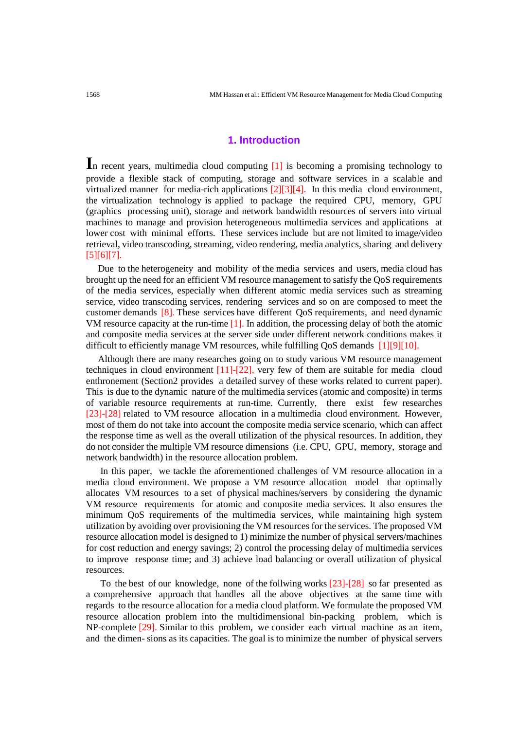## 1. Introduction

In recent years, multimedia cloud computing [1] is becoming a promising technology to provide a flexible stack of computing, storage and software services in a scalable and virtualized manner for media-rich applications [2][3][4]. In this media cloud environment, the virtualization technology is applied to package the required CPU, memory, GPU (graphics processing unit), storage and network bandwidth resources of servers into virtual machines to manage and provision heterogeneous multimedia services and applications at lower cost with minimal efforts. These services include but are not limited to image/video retrieval, video transcoding, streaming, video rendering, media analytics, sharing and delivery [5][6][7].

Due to the heterogeneity and mobility of the media services and users, media cloud has brought up the need for an efficient VM resource management to satisfy the QoS requirements of the media services, especially when different atomic media services such as streaming service, video transcoding services, rendering services and so on are composed to meet the customer demands [8]. These services have different QoS requirements, and need dynamic VM resource capacity at the run-time [1]. In addition, the processing delay of both the atomic and composite media services at the server side under different network conditions makes it difficult to efficiently manage VM resources, while fulfilling QoS demands [1][9][10].

Although there are many researches going on to study various VM resource management techniques in cloud environment [11]-[22], very few of them are suitable for media cloud enthronement (Section2 provides a detailed survey of these works related to current paper). This is due to the dynamic nature of the multimedia services (atomic and composite) in terms of variable resource requirements at run-time. Currently, there exist few researches [23]-[28] related to VM resource allocation in a multimedia cloud environment. However, most of them do not take into account the composite media service scenario, which can affect the response time as well as the overall utilization of the physical resources. In addition, they do not consider the multiple VM resource dimensions (i.e. CPU, GPU, memory, storage and network bandwidth) in the resource allocation problem.

In this paper, we tackle the aforementioned challenges of VM resource allocation in a media cloud environment. We propose a VM resource allocation model that optimally allocates VM resources to a set of physical machines/servers by considering the dynamic VM resource requirements for atomic and composite media services. It also ensures the minimum QoS requirements of the multimedia services, while maintaining high system utilization by avoiding over provisioning the VM resources for the services. The proposed VM resource allocation model is designed to 1) minimize the number of physical servers/machines for cost reduction and energy savings; 2) control the processing delay of multimedia services to improve response time; and 3) achieve load balancing or overall utilization of physical resources.

To the best of our knowledge, none of the follwing works [23]-[28] so far presented as a comprehensive approach that handles all the above objectives at the same time with regards to the resource allocation for a media cloud platform. We formulate the proposed VM resource allocation problem into the multidimensional bin-packing problem, which is NP-complete [29]. Similar to this problem, we consider each virtual machine as an item, and the dimen- sions as its capacities. The goal is to minimize the number of physical servers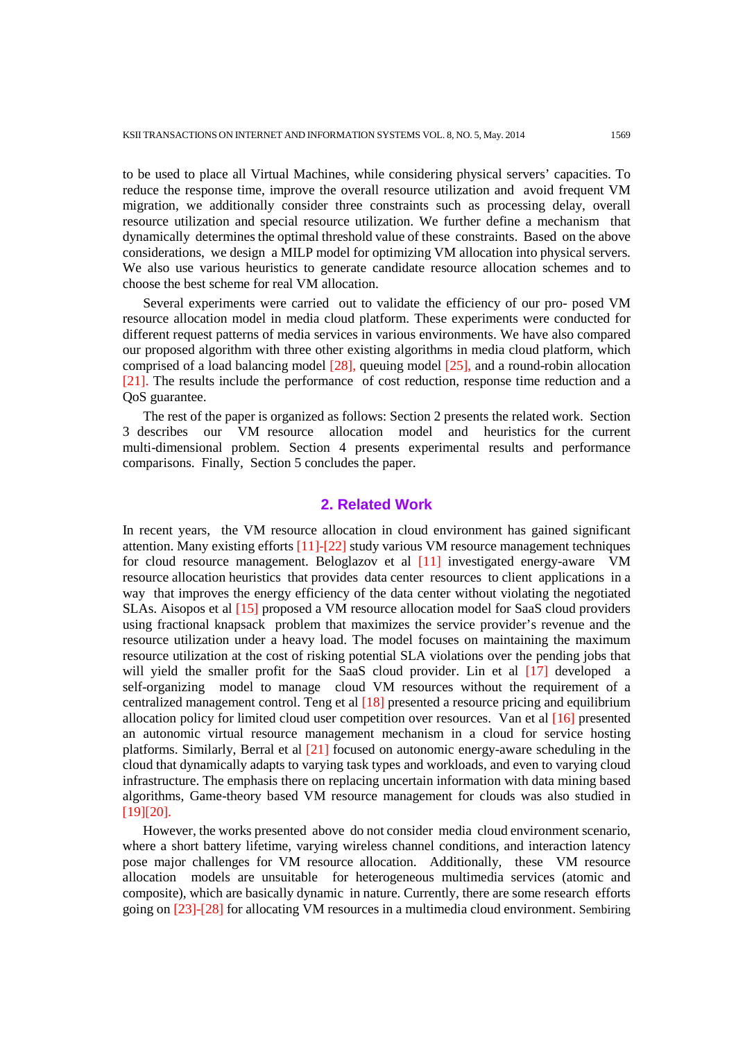to be used to place all Virtual Machines, while considering physical servers' capacities. To reduce the response time, improve the overall resource utilization and avoid frequent VM migration, we additionally consider three constraints such as processing delay, overall resource utilization and special resource utilization. We further define a mechanism that dynamically determines the optimal threshold value of these constraints. Based on the above considerations, we design a MILP model for optimizing VM allocation into physical servers. We also use various heuristics to generate candidate resource allocation schemes and to choose the best scheme for real VM allocation.

Several experiments were carried out to validate the efficiency of our pro- posed VM resource allocation model in media cloud platform. These experiments were conducted for different request patterns of media services in various environments. We have also compared our proposed algorithm with three other existing algorithms in media cloud platform, which comprised of a load balancing model [28], queuing model [25], and a round-robin allocation [21]. The results include the performance of cost reduction, response time reduction and a QoS guarantee.

The rest of the paper is organized as follows: Section 2 presents the related work. Section 3 describes our VM resource allocation model and heuristics for the current multi-dimensional problem. Section 4 presents experimental results and performance comparisons. Finally, Section 5 concludes the paper.

## 2. Related Work

In recent years, the VM resource allocation in cloud environment has gained significant attention. Many existing efforts [11]-[22] study various VM resource management techniques for cloud resource management. Beloglazov et al [11] investigated energy-aware VM resource allocation heuristics that provides data center resources to client applications in a way that improves the energy efficiency of the data center without violating the negotiated SLAs. Aisopos et al [15] proposed a VM resource allocation model for SaaS cloud providers using fractional knapsack problem that maximizes the service provider's revenue and the resource utilization under a heavy load. The model focuses on maintaining the maximum resource utilization at the cost of risking potential SLA violations over the pending jobs that will yield the smaller profit for the SaaS cloud provider. Lin et al [17] developed a self-organizing model to manage cloud VM resources without the requirement of a centralized management control. Teng et al [18] presented a resource pricing and equilibrium allocation policy for limited cloud user competition over resources. Van et al [16] presented an autonomic virtual resource management mechanism in a cloud for service hosting platforms. Similarly, Berral et al [21] focused on autonomic energy-aware scheduling in the cloud that dynamically adapts to varying task types and workloads, and even to varying cloud infrastructure. The emphasis there on replacing uncertain information with data mining based algorithms, Game-theory based VM resource management for clouds was also studied in [19][20].

However, the works presented above do not consider media cloud environment scenario, where a short battery lifetime, varying wireless channel conditions, and interaction latency pose major challenges for VM resource allocation. Additionally, these VM resource allocation models are unsuitable for heterogeneous multimedia services (atomic and composite), which are basically dynamic in nature. Currently, there are some research efforts going on [23]-[28] for allocating VM resources in a multimedia cloud environment. Sembiring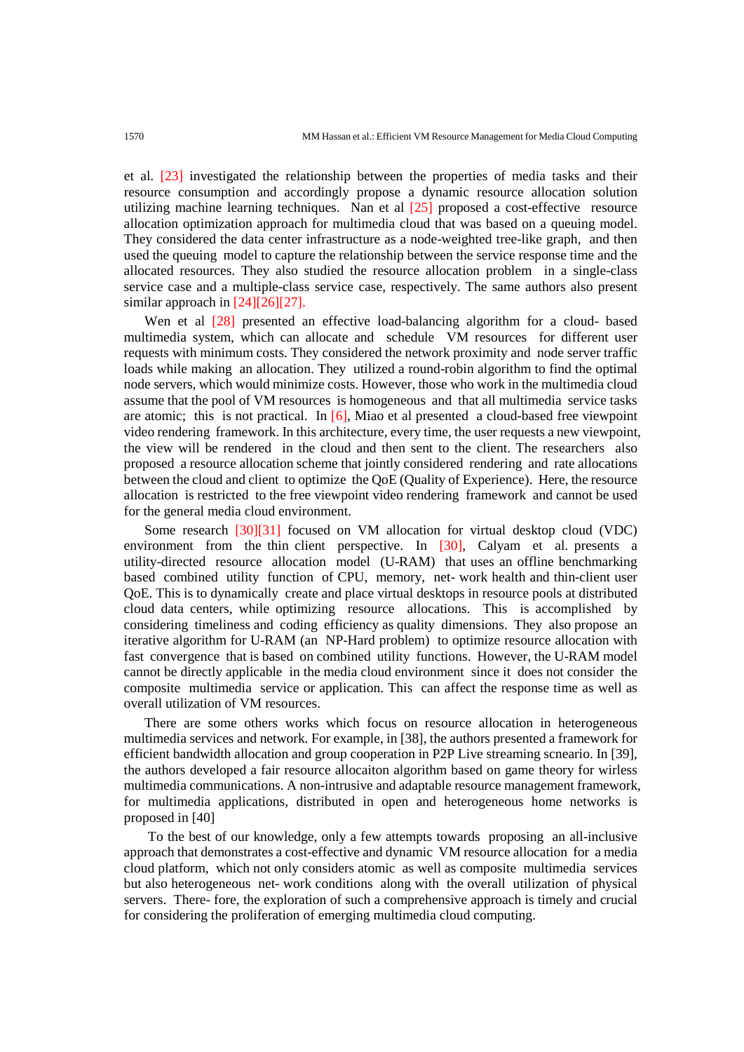et al. [23] investigated the relationship between the properties of media tasks and their resource consumption and accordingly propose a dynamic resource allocation solution utilizing machine learning techniques. Nan et al [25] proposed a cost-effective resource allocation optimization approach for multimedia cloud that was based on a queuing model. They considered the data center infrastructure as a node-weighted tree-like graph, and then used the queuing model to capture the relationship between the service response time and the allocated resources. They also studied the resource allocation problem in a single-class service case and a multiple-class service case, respectively. The same authors also present similar approach in [24][26][27].

Wen et al [28] presented an effective load-balancing algorithm for a cloud- based multimedia system, which can allocate and schedule VM resources for different user requests with minimum costs. They considered the network proximity and node server traffic loads while making an allocation. They utilized a round-robin algorithm to find the optimal node servers, which would minimize costs. However, those who work in the multimedia cloud assume that the pool of VM resources is homogeneous and that all multimedia service tasks are atomic; this is not practical. In [6], Miao et al presented a cloud-based free viewpoint video rendering framework. In this architecture, every time, the user requests a new viewpoint, the view will be rendered in the cloud and then sent to the client. The researchers also proposed a resource allocation scheme that jointly considered rendering and rate allocations between the cloud and client to optimize the QoE (Quality of Experience). Here, the resource allocation is restricted to the free viewpoint video rendering framework and cannot be used for the general media cloud environment.

Some research [30][31] focused on VM allocation for virtual desktop cloud (VDC) environment from the thin client perspective. In [30], Calyam et al. presents a utility-directed resource allocation model (U-RAM) that uses an offline benchmarking based combined utility function of CPU, memory, net- work health and thin-client user QoE. This is to dynamically create and place virtual desktops in resource pools at distributed cloud data centers, while optimizing resource allocations. This is accomplished by considering timeliness and coding efficiency as quality dimensions. They also propose an iterative algorithm for U-RAM (an NP-Hard problem) to optimize resource allocation with fast convergence that is based on combined utility functions. However, the U-RAM model cannot be directly applicable in the media cloud environment since it does not consider the composite multimedia service or application. This can affect the response time as well as overall utilization of VM resources.

There are some others works which focus on resource allocation in heterogeneous multimedia services and network. For example, in [38], the authors presented a framework for efficient bandwidth allocation and group cooperation in P2P Live streaming scneario. In [39], the authors developed a fair resource allocaiton algorithm based on game theory for wirless multimedia communications. A non-intrusive and adaptable resource management framework, for multimedia applications, distributed in open and heterogeneous home networks is proposed in [40]

To the best of our knowledge, only a few attempts towards proposing an all-inclusive approach that demonstrates a cost-effective and dynamic VM resource allocation for a media cloud platform, which not only considers atomic as well as composite multimedia services but also heterogeneous net- work conditions along with the overall utilization of physical servers. There- fore, the exploration of such a comprehensive approach is timely and crucial for considering the proliferation of emerging multimedia cloud computing.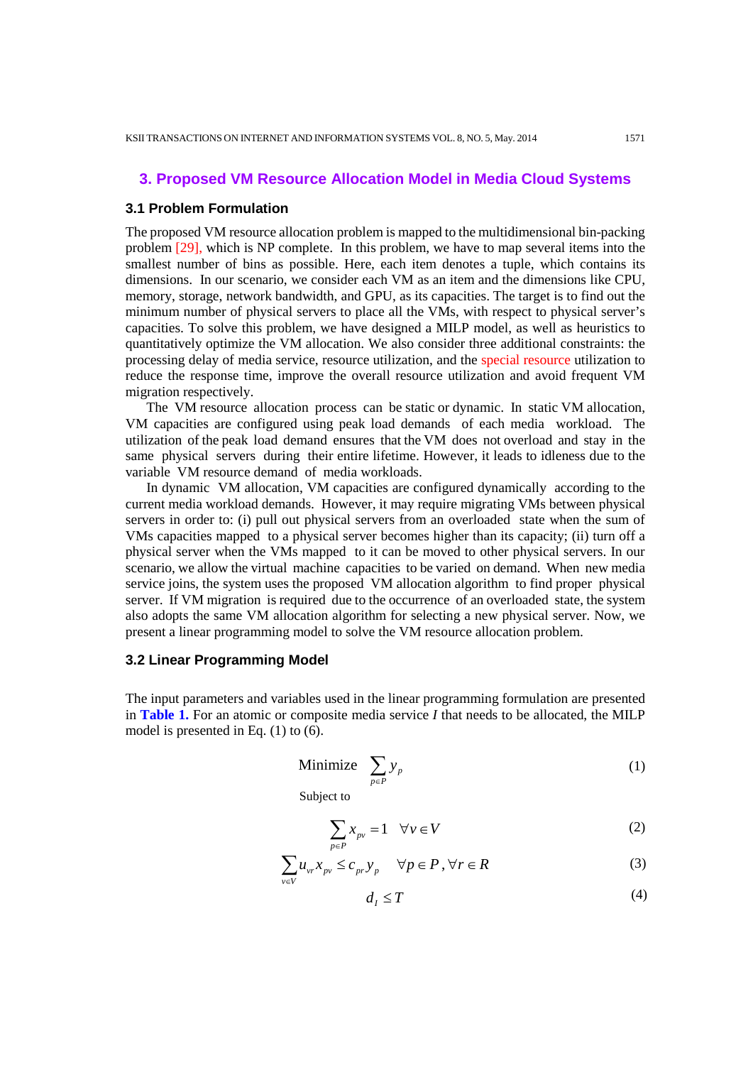## 3. Proposed VM Resource Allocation Model in Media Cloud Systems

### 3.1 Problem Formulation

The proposed VM resource allocation problem is mapped to the multidimensional bin-packing problem [29], which is NP complete. In this problem, we have to map several items into the smallest number of bins as possible. Here, each item denotes a tuple, which contains its dimensions. In our scenario, we consider each VM as an item and the dimensions like CPU, memory, storage, network bandwidth, and GPU, as its capacities. The target is to find out the minimum number of physical servers to place all the VMs, with respect to physical server's capacities. To solve this problem, we have designed a MILP model, as well as heuristics to quantitatively optimize the VM allocation. We also consider three additional constraints: the processing delay of media service, resource utilization, and the special resource utilization to reduce the response time, improve the overall resource utilization and avoid frequent VM migration respectively.

The VM resource allocation process can be static or dynamic. In static VM allocation, VM capacities are configured using peak load demands of each media workload. The utilization of the peak load demand ensures that the VM does not overload and stay in the same physical servers during their entire lifetime. However, it leads to idleness due to the variable VM resource demand of media workloads.

In dynamic VM allocation, VM capacities are configured dynamically according to the current media workload demands. However, it may require migrating VMs between physical servers in order to: (i) pull out physical servers from an overloaded state when the sum of VMs capacities mapped to a physical server becomes higher than its capacity; (ii) turn off a physical server when the VMs mapped to it can be moved to other physical servers. In our scenario, we allow the virtual machine capacities to be varied on demand. When new media service joins, the system uses the proposed VM allocation algorithm to find proper physical server. If VM migration is required due to the occurrence of an overloaded state, the system also adopts the same VM allocation algorithm for selecting a new physical server. Now, we present a linear programming model to solve the VM resource allocation problem.

### 3.2 Linear Programming Model

The input parameters and variables used in the linear programming formulation are presented in **Table 1.** For an atomic or composite media service $I$ that needs to be allocated, the MILP model is presented in Eq. (1) to (6).

$$\text{Minimize} \quad \sum_{p \in P} y_p \tag{1}$$

Subject to

$$\sum_{p \in P} x_{pv} = 1 \quad \forall v \in V \tag{2}$$

$$\sum_{v \in V} u_{vr} x_{pv} \le c_{pr} y_p \quad \forall p \in P, \forall r \in R \tag{3}$$

$$d_I \le T \tag{4}$$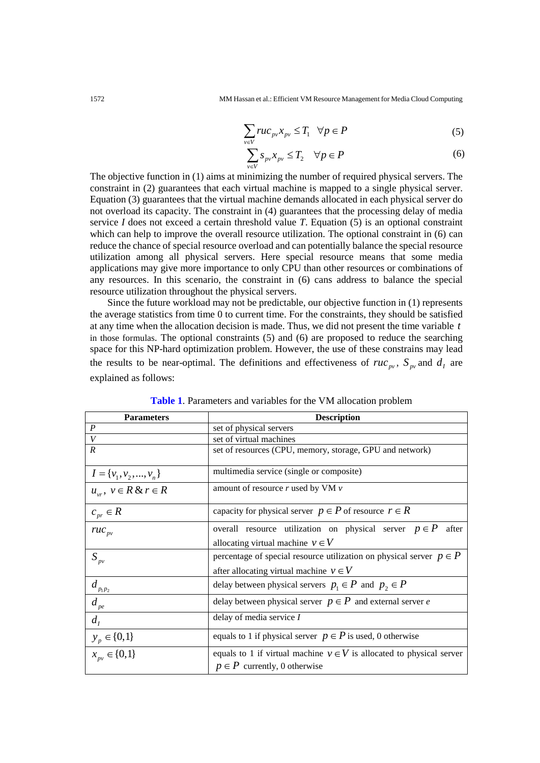$$\sum_{v \in V} ruc_{pv} x_{pv} \leq T_1 \quad \forall p \in P \tag{5}$$

$$\sum_{v \in V} s_{pv} x_{pv} \leq T_2 \quad \forall p \in P \tag{6}$$

The objective function in (1) aims at minimizing the number of required physical servers. The constraint in (2) guarantees that each virtual machine is mapped to a single physical server. Equation (3) guarantees that the virtual machine demands allocated in each physical server do not overload its capacity. The constraint in (4) guarantees that the processing delay of media service *I* does not exceed a certain threshold value *T*. Equation (5) is an optional constraint which can help to improve the overall resource utilization. The optional constraint in (6) can reduce the chance of special resource overload and can potentially balance the special resource utilization among all physical servers. Here special resource means that some media applications may give more importance to only CPU than other resources or combinations of any resources. In this scenario, the constraint in (6) cans address to balance the special resource utilization throughout the physical servers.

Since the future workload may not be predictable, our objective function in (1) represents the average statistics from time 0 to current time. For the constraints, they should be satisfied at any time when the allocation decision is made. Thus, we did not present the time variable $t$ in those formulas. The optional constraints (5) and (6) are proposed to reduce the searching space for this NP-hard optimization problem. However, the use of these constrains may lead the results to be near-optimal. The definitions and effectiveness of $ruc_{pv}$, $S_{pv}$ and $d_I$ are explained as follows:

**Table 1**. Parameters and variables for the VM allocation problem

| Parameters | Description |
|---|---|
| $P$ | set of physical servers |
| $V$ | set of virtual machines |
| $R$ | set of resources (CPU, memory, storage, GPU and network) |
| $I = \{v_1, v_2, ..., v_n\}$ | multimedia service (single or composite) |
| $u_{vr},\ v \in R \,\&\, r \in R$ | amount of resource $r$ used by VM $v$ |
| $c_{pr} \in R$ | capacity for physical server $p \in P$ of resource $r \in R$ |
| $ruc_{pv}$ | overall resource utilization on physical server $p \in P$ after allocating virtual machine $v \in V$ |
| $S_{pv}$ | percentage of special resource utilization on physical server $p \in P$ after allocating virtual machine $v \in V$ |
| $d_{p_1 p_2}$ | delay between physical servers $p_1 \in P$ and $p_2 \in P$ |
| $d_{pe}$ | delay between physical server $p \in P$ and external server $e$ |
| $d_I$ | delay of media service $I$ |
| $y_p \in \{0,1\}$ | equals to 1 if physical server $p \in P$ is used, 0 otherwise |
| $x_{pv} \in \{0,1\}$ | equals to 1 if virtual machine $v \in V$ is allocated to physical server $p \in P$ currently, 0 otherwise |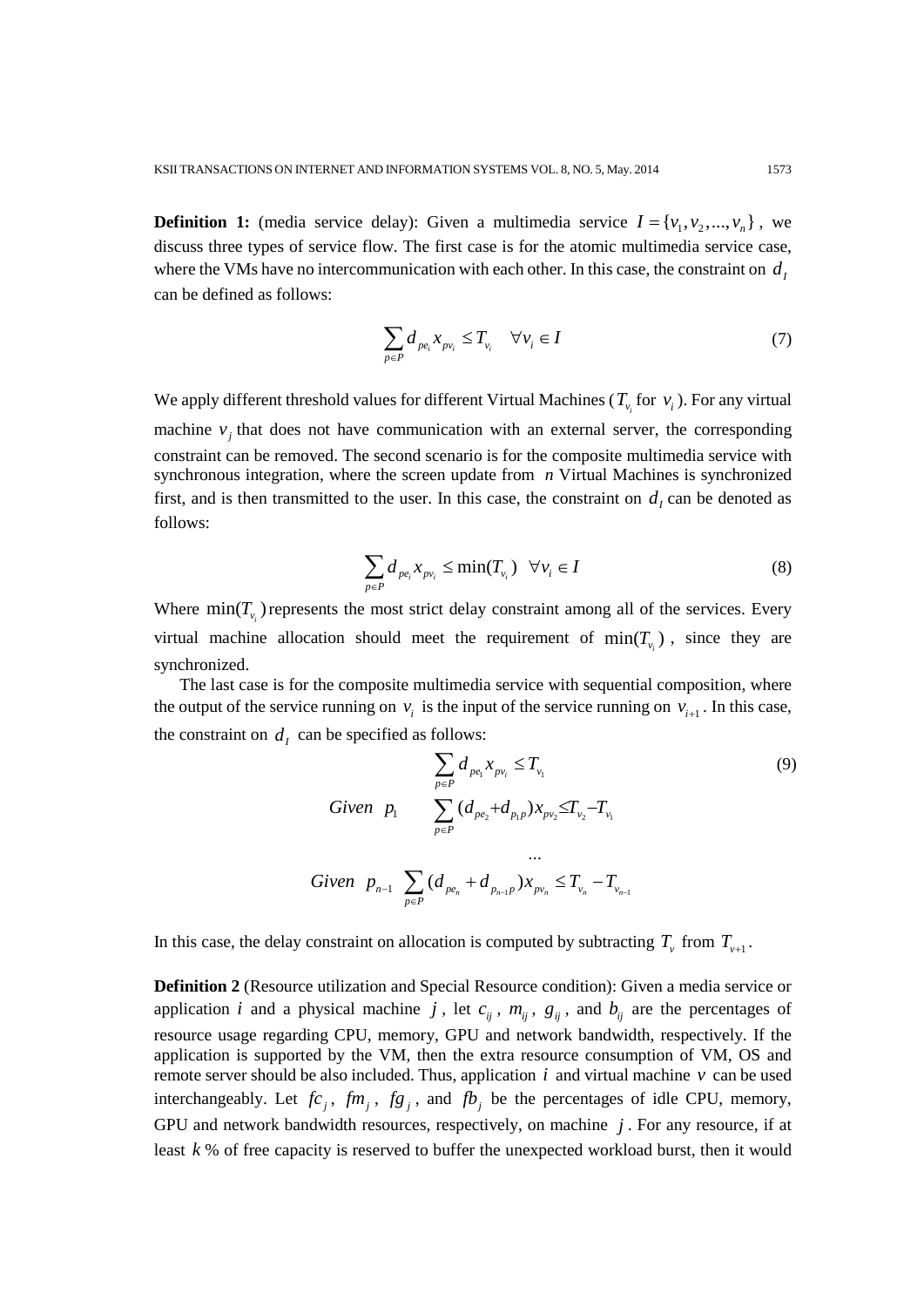**Definition 1:** (media service delay): Given a multimedia service $I = \{v_1, v_2, ..., v_n\}$, we discuss three types of service flow. The first case is for the atomic multimedia service case, where the VMs have no intercommunication with each other. In this case, the constraint on $d_I$ can be defined as follows:

$$\sum_{p \in P} d_{pe_i} x_{pv_i} \leq T_{v_i} \quad \forall v_i \in I \tag{7}$$

We apply different threshold values for different Virtual Machines ($T_{v_i}$ for $v_i$). For any virtual machine $v_j$ that does not have communication with an external server, the corresponding constraint can be removed. The second scenario is for the composite multimedia service with synchronous integration, where the screen update from $n$ Virtual Machines is synchronized first, and is then transmitted to the user. In this case, the constraint on $d_I$ can be denoted as follows:

$$\sum_{p \in P} d_{pe_i} x_{pv_i} \leq \min(T_{v_i}) \quad \forall v_i \in I \tag{8}$$

Where $\min(T_{v_i})$ represents the most strict delay constraint among all of the services. Every virtual machine allocation should meet the requirement of $\min(T_{v_i})$, since they are synchronized.

The last case is for the composite multimedia service with sequential composition, where the output of the service running on $v_i$ is the input of the service running on $v_{i+1}$. In this case, the constraint on $d_I$ can be specified as follows:

$$\begin{aligned}
&\sum_{p \in P} d_{pe_1} x_{pv_i} \leq T_{v_1} \\
Given \;\; p_1 \quad &\sum_{p \in P} (d_{pe_2} + d_{p_1 p}) x_{pv_2} \leq T_{v_2} - T_{v_1} \\
&\quad \ldots \\
Given \;\; p_{n-1} \quad &\sum_{p \in P} (d_{pe_n} + d_{p_{n-1} p}) x_{pv_n} \leq T_{v_n} - T_{v_{n-1}}
\end{aligned} \tag{9}$$

In this case, the delay constraint on allocation is computed by subtracting $T_v$ from $T_{v+1}$.

**Definition 2** (Resource utilization and Special Resource condition): Given a media service or application $i$ and a physical machine $j$, let $c_{ij}$, $m_{ij}$, $g_{ij}$, and $b_{ij}$ are the percentages of resource usage regarding CPU, memory, GPU and network bandwidth, respectively. If the application is supported by the VM, then the extra resource consumption of VM, OS and remote server should be also included. Thus, application $i$ and virtual machine $v$ can be used interchangeably. Let $fc_j$, $fm_j$, $fg_j$, and $fb_j$ be the percentages of idle CPU, memory, GPU and network bandwidth resources, respectively, on machine $j$. For any resource, if at least $k$ % of free capacity is reserved to buffer the unexpected workload burst, then it would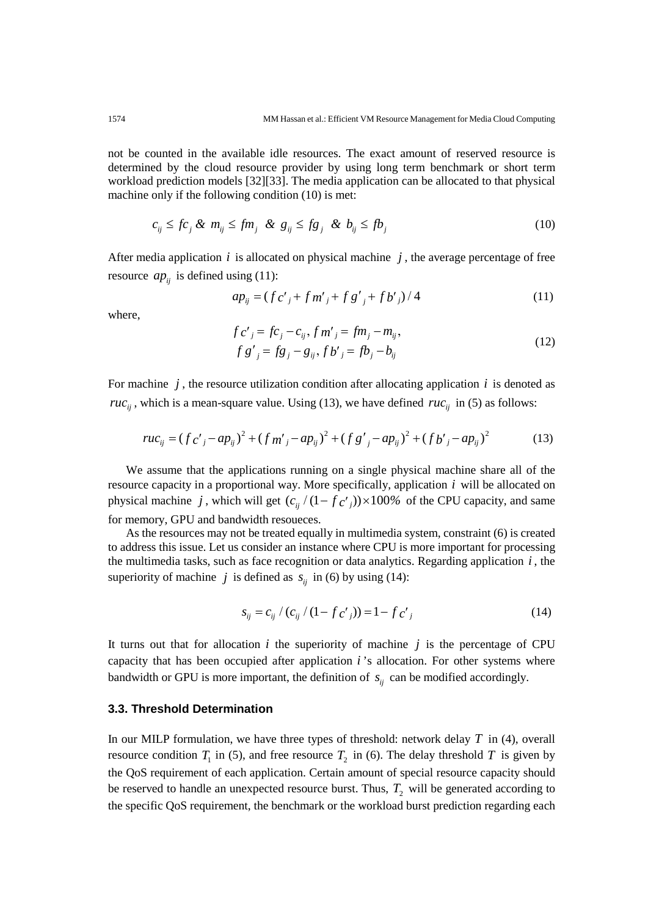not be counted in the available idle resources. The exact amount of reserved resource is determined by the cloud resource provider by using long term benchmark or short term workload prediction models [32][33]. The media application can be allocated to that physical machine only if the following condition (10) is met:

$$c_{ij} \leq fc_j \ \& \ m_{ij} \leq fm_j \ \& \ g_{ij} \leq fg_j \ \& \ b_{ij} \leq fb_j \tag{10}$$

After media application $i$ is allocated on physical machine $j$, the average percentage of free resource $ap_{ij}$ is defined using (11):

$$ap_{ij} = (fc'_j + fm'_j + fg'_j + fb'_j)/4 \tag{11}$$

where,

$$\begin{aligned} fc'_j &= fc_j - c_{ij}, \ fm'_j = fm_j - m_{ij}, \\ fg'_j &= fg_j - g_{ij}, \ fb'_j = fb_j - b_{ij} \end{aligned} \tag{12}$$

For machine $j$, the resource utilization condition after allocating application $i$ is denoted as $ruc_{ij}$, which is a mean-square value. Using (13), we have defined $ruc_{ij}$ in (5) as follows:

$$ruc_{ij} = (fc'_j - ap_{ij})^2 + (fm'_j - ap_{ij})^2 + (fg'_j - ap_{ij})^2 + (fb'_j - ap_{ij})^2 \tag{13}$$

We assume that the applications running on a single physical machine share all of the resource capacity in a proportional way. More specifically, application $i$ will be allocated on physical machine $j$, which will get $(c_{ij}/(1 - fc'_j)) \times 100\%$ of the CPU capacity, and same for memory, GPU and bandwidth resoueces.

As the resources may not be treated equally in multimedia system, constraint (6) is created to address this issue. Let us consider an instance where CPU is more important for processing the multimedia tasks, such as face recognition or data analytics. Regarding application $i$, the superiority of machine $j$ is defined as $s_{ij}$ in (6) by using (14):

$$s_{ij} = c_{ij}/(c_{ij}/(1 - fc'_j)) = 1 - fc'_j \tag{14}$$

It turns out that for allocation $i$ the superiority of machine $j$ is the percentage of CPU capacity that has been occupied after application $i$'s allocation. For other systems where bandwidth or GPU is more important, the definition of $s_{ij}$ can be modified accordingly.

### 3.3. Threshold Determination

In our MILP formulation, we have three types of threshold: network delay $T$ in (4), overall resource condition $T_1$ in (5), and free resource $T_2$ in (6). The delay threshold $T$ is given by the QoS requirement of each application. Certain amount of special resource capacity should be reserved to handle an unexpected resource burst. Thus, $T_2$ will be generated according to the specific QoS requirement, the benchmark or the workload burst prediction regarding each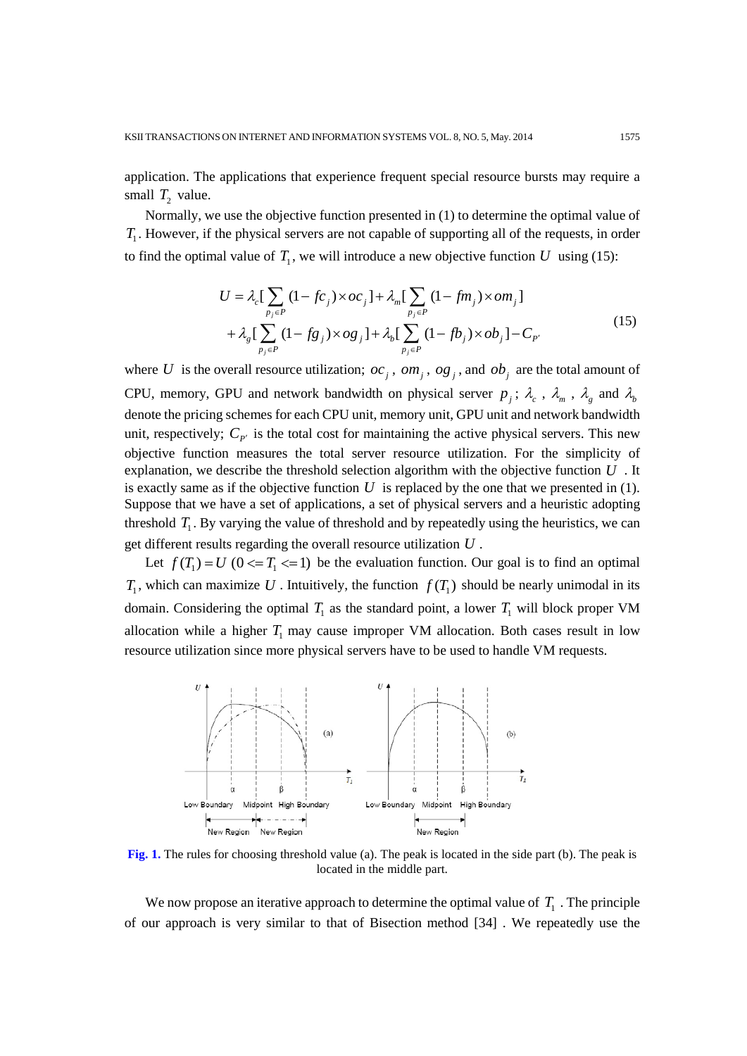application. The applications that experience frequent special resource bursts may require a small $T_2$ value.

Normally, we use the objective function presented in (1) to determine the optimal value of $T_1$. However, if the physical servers are not capable of supporting all of the requests, in order to find the optimal value of $T_1$, we will introduce a new objective function $U$ using (15):

$$
\begin{aligned}
U = \lambda_c[\sum_{p_j \in P}(1-fc_j)\times oc_j] + \lambda_m[\sum_{p_j \in P}(1-fm_j)\times om_j] \\
+\lambda_g[\sum_{p_j \in P}(1-fg_j)\times og_j] + \lambda_b[\sum_{p_j \in P}(1-fb_j)\times ob_j] - C_{P'}
\end{aligned}
\tag{15}
$$

where $U$ is the overall resource utilization; $oc_j$, $om_j$, $og_j$, and $ob_j$ are the total amount of CPU, memory, GPU and network bandwidth on physical server $p_j$; $\lambda_c$, $\lambda_m$, $\lambda_g$ and $\lambda_b$ denote the pricing schemes for each CPU unit, memory unit, GPU unit and network bandwidth unit, respectively; $C_{P'}$ is the total cost for maintaining the active physical servers. This new objective function measures the total server resource utilization. For the simplicity of explanation, we describe the threshold selection algorithm with the objective function $U$. It is exactly same as if the objective function $U$ is replaced by the one that we presented in (1). Suppose that we have a set of applications, a set of physical servers and a heuristic adopting threshold $T_1$. By varying the value of threshold and by repeatedly using the heuristics, we can get different results regarding the overall resource utilization $U$.

Let $f(T_1) = U \ (0 <= T_1 <= 1)$ be the evaluation function. Our goal is to find an optimal $T_1$, which can maximize $U$. Intuitively, the function $f(T_1)$ should be nearly unimodal in its domain. Considering the optimal $T_1$ as the standard point, a lower $T_1$ will block proper VM allocation while a higher $T_1$ may cause improper VM allocation. Both cases result in low resource utilization since more physical servers have to be used to handle VM requests.

**Fig. 1.** The rules for choosing threshold value (a). The peak is located in the side part (b). The peak is located in the middle part.

We now propose an iterative approach to determine the optimal value of $T_1$. The principle of our approach is very similar to that of Bisection method [34]. We repeatedly use the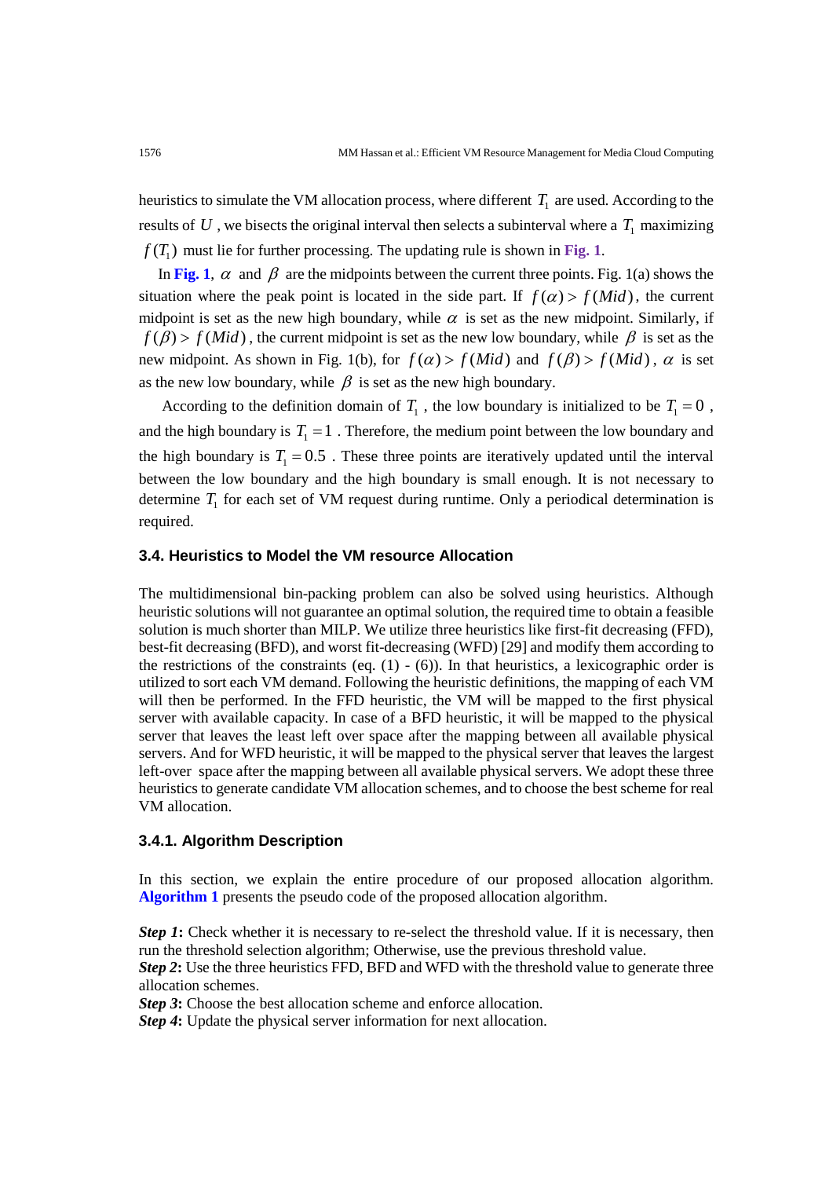heuristics to simulate the VM allocation process, where different $T_1$ are used. According to the results of $U$, we bisects the original interval then selects a subinterval where a $T_1$ maximizing $f(T_1)$ must lie for further processing. The updating rule is shown in **Fig. 1**.

In **Fig. 1**, $\alpha$ and $\beta$ are the midpoints between the current three points. Fig. 1(a) shows the situation where the peak point is located in the side part. If $f(\alpha) > f(Mid)$, the current midpoint is set as the new high boundary, while $\alpha$ is set as the new midpoint. Similarly, if $f(\beta) > f(Mid)$, the current midpoint is set as the new low boundary, while $\beta$ is set as the new midpoint. As shown in Fig. 1(b), for $f(\alpha) > f(Mid)$ and $f(\beta) > f(Mid)$, $\alpha$ is set as the new low boundary, while $\beta$ is set as the new high boundary.

According to the definition domain of $T_1$, the low boundary is initialized to be $T_1 = 0$, and the high boundary is $T_1 = 1$. Therefore, the medium point between the low boundary and the high boundary is $T_1 = 0.5$. These three points are iteratively updated until the interval between the low boundary and the high boundary is small enough. It is not necessary to determine $T_1$ for each set of VM request during runtime. Only a periodical determination is required.

### 3.4. Heuristics to Model the VM resource Allocation

The multidimensional bin-packing problem can also be solved using heuristics. Although heuristic solutions will not guarantee an optimal solution, the required time to obtain a feasible solution is much shorter than MILP. We utilize three heuristics like first-fit decreasing (FFD), best-fit decreasing (BFD), and worst fit-decreasing (WFD) [29] and modify them according to the restrictions of the constraints (eq. (1) - (6)). In that heuristics, a lexicographic order is utilized to sort each VM demand. Following the heuristic definitions, the mapping of each VM will then be performed. In the FFD heuristic, the VM will be mapped to the first physical server with available capacity. In case of a BFD heuristic, it will be mapped to the physical server that leaves the least left over space after the mapping between all available physical servers. And for WFD heuristic, it will be mapped to the physical server that leaves the largest left-over space after the mapping between all available physical servers. We adopt these three heuristics to generate candidate VM allocation schemes, and to choose the best scheme for real VM allocation.

#### 3.4.1. Algorithm Description

In this section, we explain the entire procedure of our proposed allocation algorithm. **Algorithm 1** presents the pseudo code of the proposed allocation algorithm.

***Step 1*:** Check whether it is necessary to re-select the threshold value. If it is necessary, then run the threshold selection algorithm; Otherwise, use the previous threshold value.
***Step 2*:** Use the three heuristics FFD, BFD and WFD with the threshold value to generate three allocation schemes.
***Step 3*:** Choose the best allocation scheme and enforce allocation.
***Step 4*:** Update the physical server information for next allocation.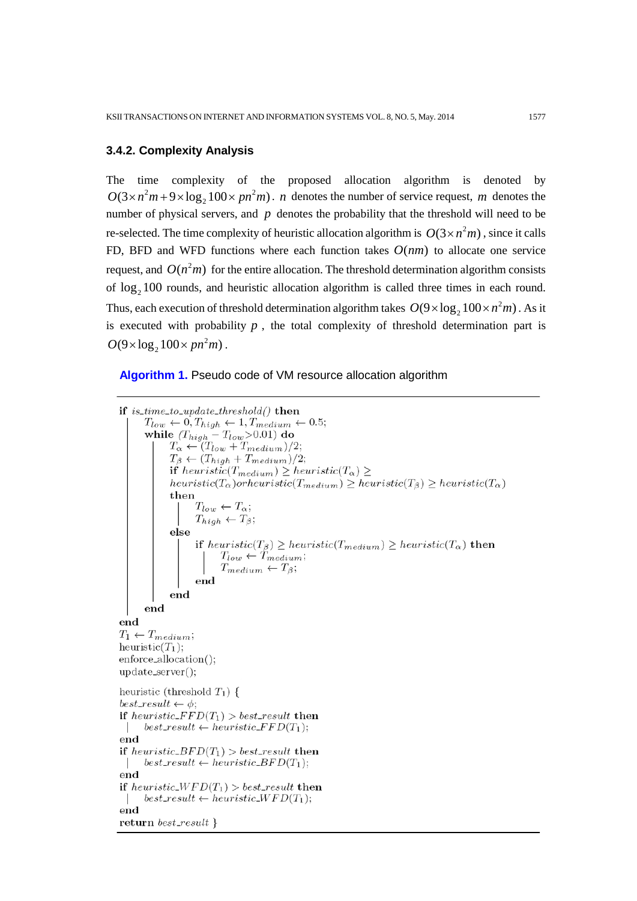### 3.4.2. Complexity Analysis

The time complexity of the proposed allocation algorithm is denoted by $O(3\times n^2 m + 9\times \log_2 100\times pn^2 m)$. $n$ denotes the number of service request, $m$ denotes the number of physical servers, and $p$ denotes the probability that the threshold will need to be re-selected. The time complexity of heuristic allocation algorithm is $O(3\times n^2 m)$, since it calls FD, BFD and WFD functions where each function takes $O(nm)$ to allocate one service request, and $O(n^2 m)$ for the entire allocation. The threshold determination algorithm consists of $\log_2 100$ rounds, and heuristic allocation algorithm is called three times in each round. Thus, each execution of threshold determination algorithm takes $O(9\times \log_2 100\times n^2 m)$. As it is executed with probability $p$, the total complexity of threshold determination part is $O(9\times \log_2 100\times pn^2 m)$.

**Algorithm 1.** Pseudo code of VM resource allocation algorithm

```
if is_time_to_update_threshold() then
    T_low ← 0, T_high ← 1, T_medium ← 0.5;
    while (T_high − T_low>0.01) do
        T_α ← (T_low + T_medium)/2;
        T_β ← (T_high + T_medium)/2;
        if heuristic(T_medium) ≥ heuristic(T_α) ≥
        heuristic(T_α)orheuristic(T_medium) ≥ heuristic(T_β) ≥ heuristic(T_α)
        then
            T_low ← T_α;
            T_high ← T_β;
        else
            if heuristic(T_β) ≥ heuristic(T_medium) ≥ heuristic(T_α) then
                T_low ← T_medium;
                T_medium ← T_β;
            end
        end
    end
end
T_1 ← T_medium;
heuristic(T_1);
enforce_allocation();
update_server();

heuristic (threshold T_1) {
best_result ← φ;
if heuristic_FFD(T_1) > best_result then
    best_result ← heuristic_FFD(T_1);
end
if heuristic_BFD(T_1) > best_result then
    best_result ← heuristic_BFD(T_1);
end
if heuristic_WFD(T_1) > best_result then
    best_result ← heuristic_WFD(T_1);
end
return best_result }
```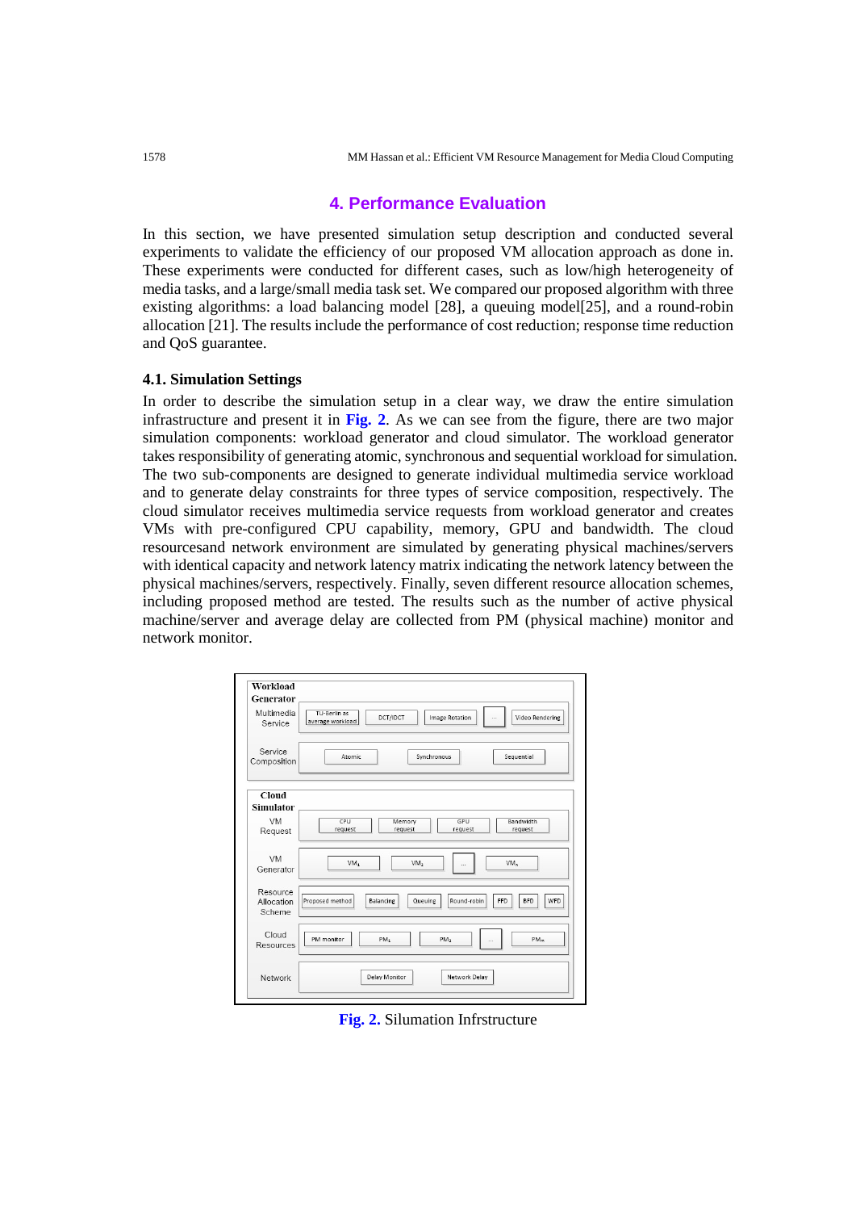## 4. Performance Evaluation

In this section, we have presented simulation setup description and conducted several experiments to validate the efficiency of our proposed VM allocation approach as done in. These experiments were conducted for different cases, such as low/high heterogeneity of media tasks, and a large/small media task set. We compared our proposed algorithm with three existing algorithms: a load balancing model [28], a queuing model[25], and a round-robin allocation [21]. The results include the performance of cost reduction; response time reduction and QoS guarantee.

### 4.1. Simulation Settings

In order to describe the simulation setup in a clear way, we draw the entire simulation infrastructure and present it in **Fig. 2**. As we can see from the figure, there are two major simulation components: workload generator and cloud simulator. The workload generator takes responsibility of generating atomic, synchronous and sequential workload for simulation. The two sub-components are designed to generate individual multimedia service workload and to generate delay constraints for three types of service composition, respectively. The cloud simulator receives multimedia service requests from workload generator and creates VMs with pre-configured CPU capability, memory, GPU and bandwidth. The cloud resourcesand network environment are simulated by generating physical machines/servers with identical capacity and network latency matrix indicating the network latency between the physical machines/servers, respectively. Finally, seven different resource allocation schemes, including proposed method are tested. The results such as the number of active physical machine/server and average delay are collected from PM (physical machine) monitor and network monitor.

**Fig. 2.** Silumation Infrstructure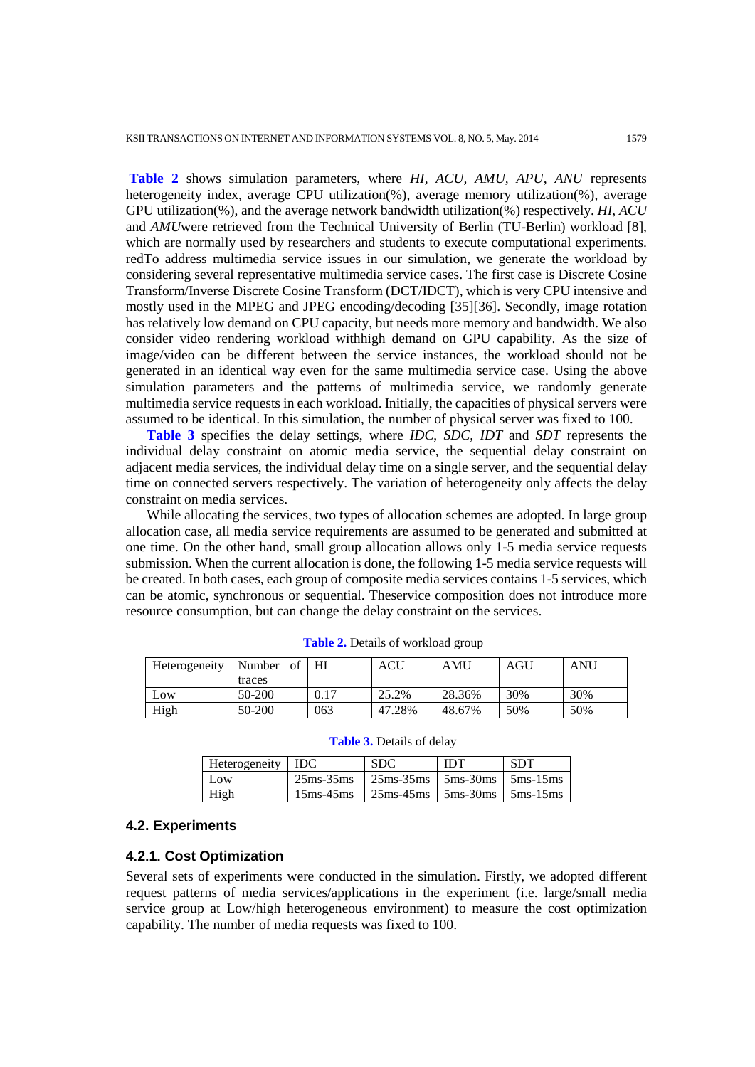**Table 2** shows simulation parameters, where *HI, ACU, AMU, APU, ANU* represents heterogeneity index, average CPU utilization(%), average memory utilization(%), average GPU utilization(%), and the average network bandwidth utilization(%) respectively. *HI, ACU* and *AMU*were retrieved from the Technical University of Berlin (TU-Berlin) workload [8], which are normally used by researchers and students to execute computational experiments. redTo address multimedia service issues in our simulation, we generate the workload by considering several representative multimedia service cases. The first case is Discrete Cosine Transform/Inverse Discrete Cosine Transform (DCT/IDCT), which is very CPU intensive and mostly used in the MPEG and JPEG encoding/decoding [35][36]. Secondly, image rotation has relatively low demand on CPU capacity, but needs more memory and bandwidth. We also consider video rendering workload withhigh demand on GPU capability. As the size of image/video can be different between the service instances, the workload should not be generated in an identical way even for the same multimedia service case. Using the above simulation parameters and the patterns of multimedia service, we randomly generate multimedia service requests in each workload. Initially, the capacities of physical servers were assumed to be identical. In this simulation, the number of physical server was fixed to 100.

**Table 3** specifies the delay settings, where *IDC*, *SDC*, *IDT* and *SDT* represents the individual delay constraint on atomic media service, the sequential delay constraint on adjacent media services, the individual delay time on a single server, and the sequential delay time on connected servers respectively. The variation of heterogeneity only affects the delay constraint on media services.

While allocating the services, two types of allocation schemes are adopted. In large group allocation case, all media service requirements are assumed to be generated and submitted at one time. On the other hand, small group allocation allows only 1-5 media service requests submission. When the current allocation is done, the following 1-5 media service requests will be created. In both cases, each group of composite media services contains 1-5 services, which can be atomic, synchronous or sequential. Theservice composition does not introduce more resource consumption, but can change the delay constraint on the services.

**Table 2.** Details of workload group

| Heterogeneity | Number of traces | HI | ACU | AMU | AGU | ANU |
|---|---|---|---|---|---|---|
| Low | 50-200 | 0.17 | 25.2% | 28.36% | 30% | 30% |
| High | 50-200 | 063 | 47.28% | 48.67% | 50% | 50% |

**Table 3.** Details of delay

| Heterogeneity | IDC | SDC | IDT | SDT |
|---|---|---|---|---|
| Low | 25ms-35ms | 25ms-35ms | 5ms-30ms | 5ms-15ms |
| High | 15ms-45ms | 25ms-45ms | 5ms-30ms | 5ms-15ms |

### 4.2. Experiments

#### 4.2.1. Cost Optimization

Several sets of experiments were conducted in the simulation. Firstly, we adopted different request patterns of media services/applications in the experiment (i.e. large/small media service group at Low/high heterogeneous environment) to measure the cost optimization capability. The number of media requests was fixed to 100.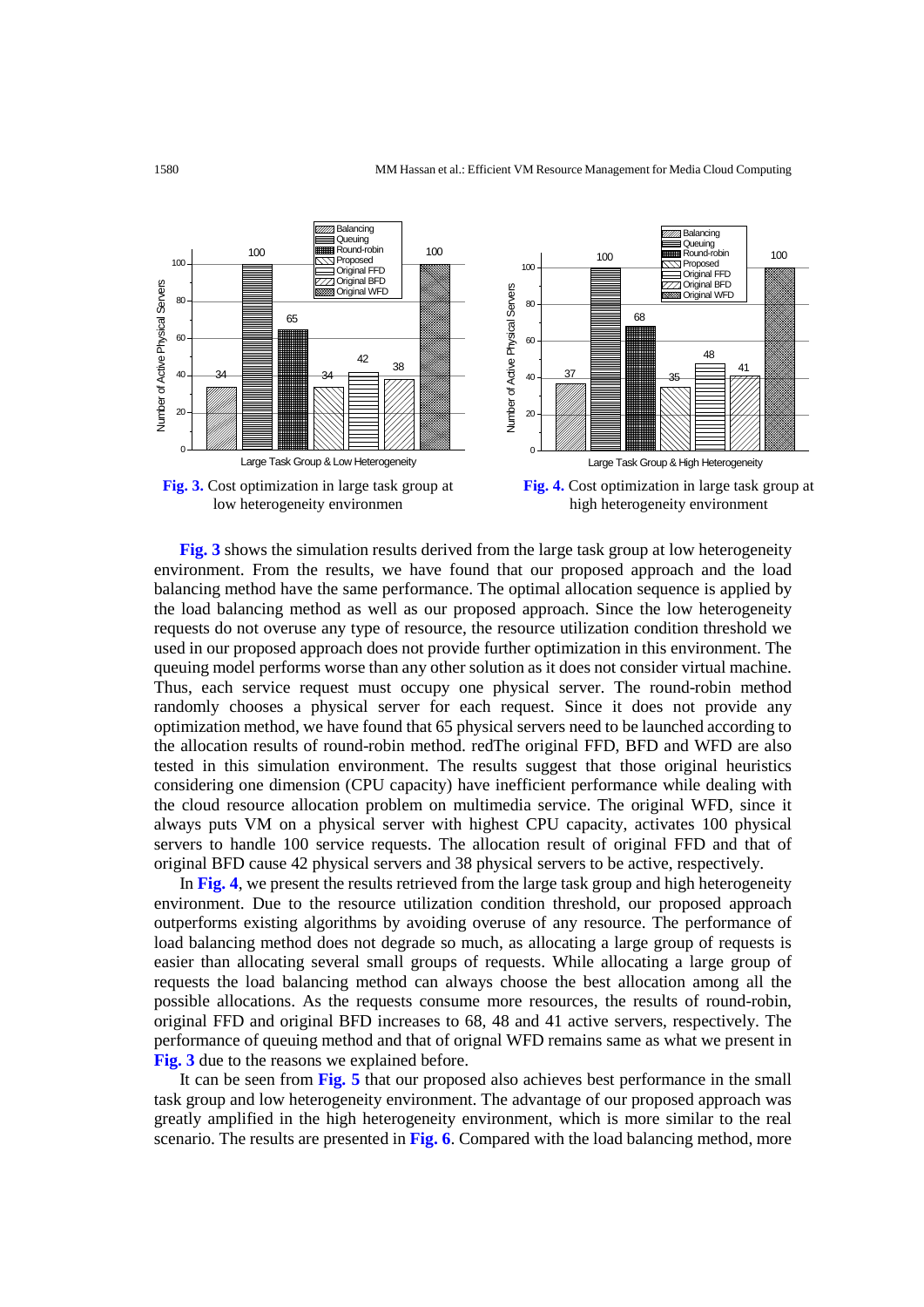**Fig. 3.** Cost optimization in large task group at low heterogeneity environmen

**Fig. 4.** Cost optimization in large task group at high heterogeneity environment

**Fig. 3** shows the simulation results derived from the large task group at low heterogeneity environment. From the results, we have found that our proposed approach and the load balancing method have the same performance. The optimal allocation sequence is applied by the load balancing method as well as our proposed approach. Since the low heterogeneity requests do not overuse any type of resource, the resource utilization condition threshold we used in our proposed approach does not provide further optimization in this environment. The queuing model performs worse than any other solution as it does not consider virtual machine. Thus, each service request must occupy one physical server. The round-robin method randomly chooses a physical server for each request. Since it does not provide any optimization method, we have found that 65 physical servers need to be launched according to the allocation results of round-robin method. redThe original FFD, BFD and WFD are also tested in this simulation environment. The results suggest that those original heuristics considering one dimension (CPU capacity) have inefficient performance while dealing with the cloud resource allocation problem on multimedia service. The original WFD, since it always puts VM on a physical server with highest CPU capacity, activates 100 physical servers to handle 100 service requests. The allocation result of original FFD and that of original BFD cause 42 physical servers and 38 physical servers to be active, respectively.

In **Fig. 4**, we present the results retrieved from the large task group and high heterogeneity environment. Due to the resource utilization condition threshold, our proposed approach outperforms existing algorithms by avoiding overuse of any resource. The performance of load balancing method does not degrade so much, as allocating a large group of requests is easier than allocating several small groups of requests. While allocating a large group of requests the load balancing method can always choose the best allocation among all the possible allocations. As the requests consume more resources, the results of round-robin, original FFD and original BFD increases to 68, 48 and 41 active servers, respectively. The performance of queuing method and that of orignal WFD remains same as what we present in **Fig. 3** due to the reasons we explained before.

It can be seen from **Fig. 5** that our proposed also achieves best performance in the small task group and low heterogeneity environment. The advantage of our proposed approach was greatly amplified in the high heterogeneity environment, which is more similar to the real scenario. The results are presented in **Fig. 6**. Compared with the load balancing method, more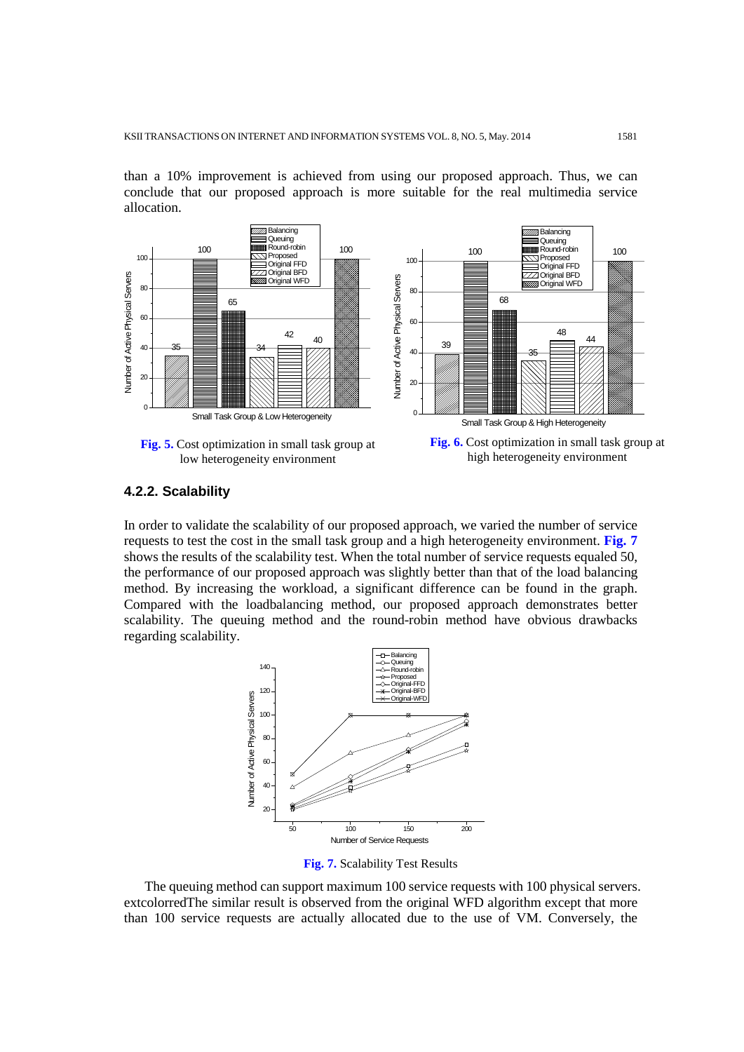than a 10% improvement is achieved from using our proposed approach. Thus, we can conclude that our proposed approach is more suitable for the real multimedia service allocation.

**Fig. 5.** Cost optimization in small task group at low heterogeneity environment

**Fig. 6.** Cost optimization in small task group at high heterogeneity environment

### 4.2.2. Scalability

In order to validate the scalability of our proposed approach, we varied the number of service requests to test the cost in the small task group and a high heterogeneity environment. **Fig. 7** shows the results of the scalability test. When the total number of service requests equaled 50, the performance of our proposed approach was slightly better than that of the load balancing method. By increasing the workload, a significant difference can be found in the graph. Compared with the loadbalancing method, our proposed approach demonstrates better scalability. The queuing method and the round-robin method have obvious drawbacks regarding scalability.

**Fig. 7.** Scalability Test Results

The queuing method can support maximum 100 service requests with 100 physical servers. extcolorredThe similar result is observed from the original WFD algorithm except that more than 100 service requests are actually allocated due to the use of VM. Conversely, the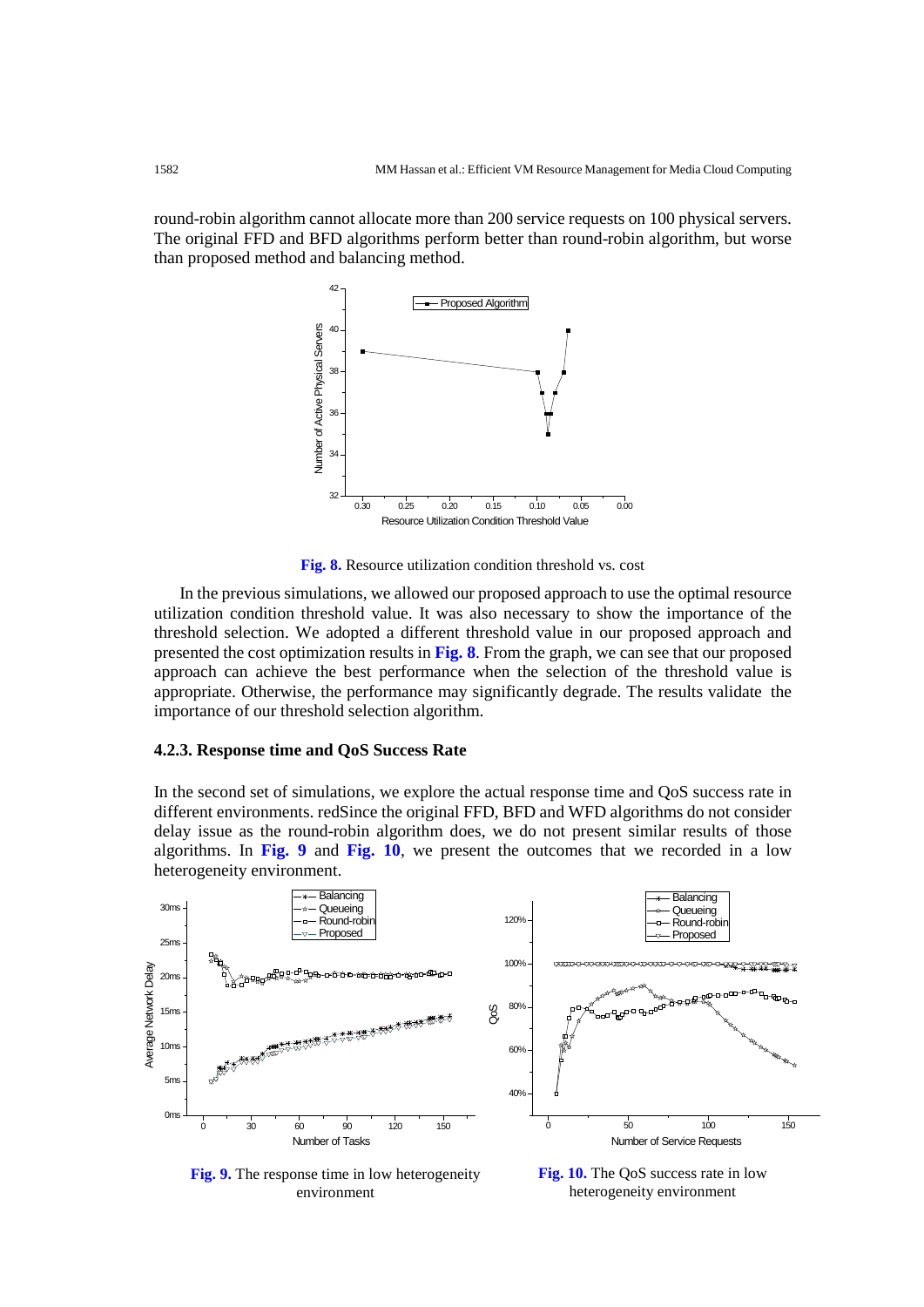round-robin algorithm cannot allocate more than 200 service requests on 100 physical servers. The original FFD and BFD algorithms perform better than round-robin algorithm, but worse than proposed method and balancing method.

**Fig. 8.** Resource utilization condition threshold vs. cost

In the previous simulations, we allowed our proposed approach to use the optimal resource utilization condition threshold value. It was also necessary to show the importance of the threshold selection. We adopted a different threshold value in our proposed approach and presented the cost optimization results in **Fig. 8**. From the graph, we can see that our proposed approach can achieve the best performance when the selection of the threshold value is appropriate. Otherwise, the performance may significantly degrade. The results validate the importance of our threshold selection algorithm.

### 4.2.3. Response time and QoS Success Rate

In the second set of simulations, we explore the actual response time and QoS success rate in different environments. redSince the original FFD, BFD and WFD algorithms do not consider delay issue as the round-robin algorithm does, we do not present similar results of those algorithms. In **Fig. 9** and **Fig. 10**, we present the outcomes that we recorded in a low heterogeneity environment.

**Fig. 9.** The response time in low heterogeneity environment

**Fig. 10.** The QoS success rate in low heterogeneity environment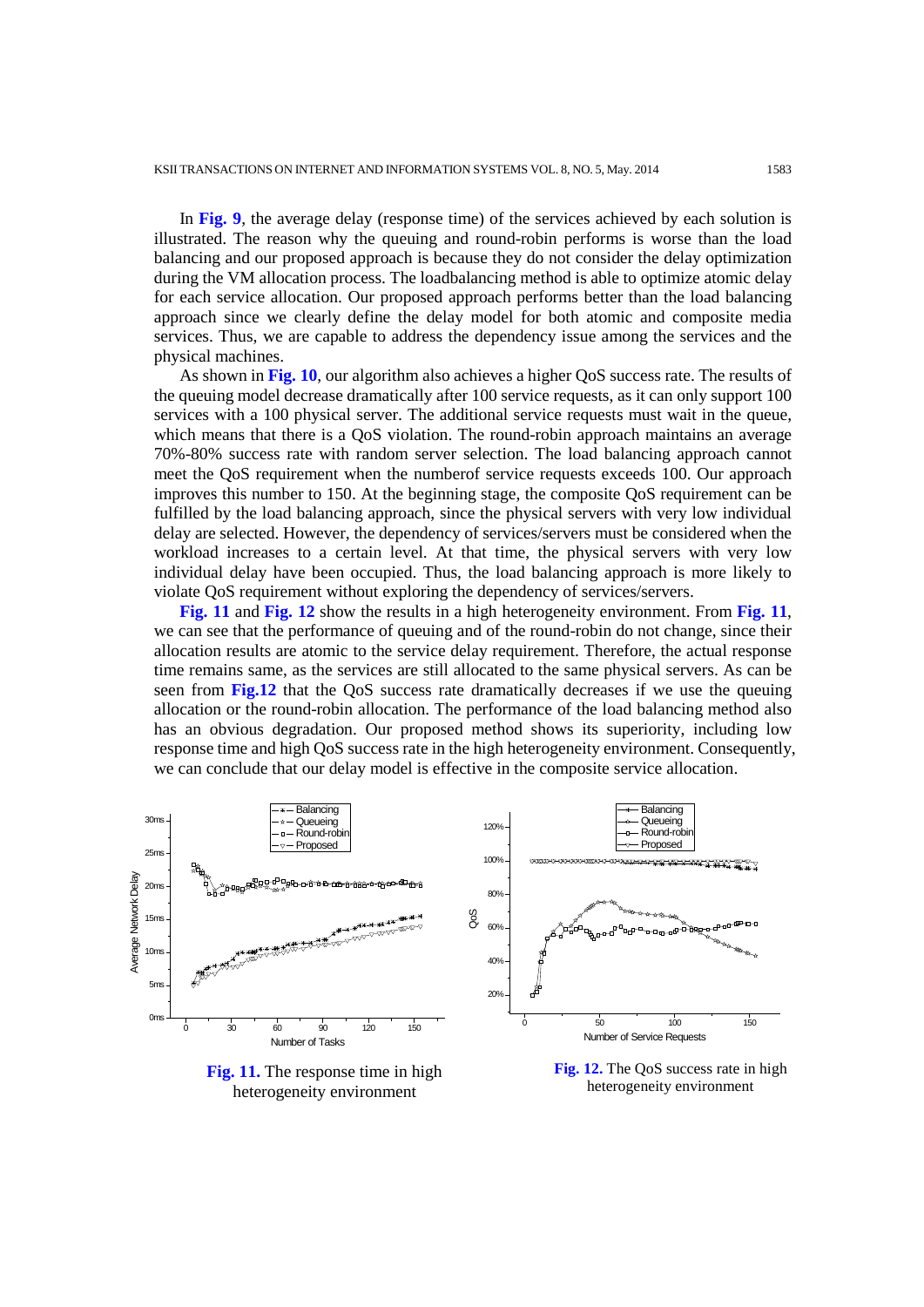In **Fig. 9**, the average delay (response time) of the services achieved by each solution is illustrated. The reason why the queuing and round-robin performs is worse than the load balancing and our proposed approach is because they do not consider the delay optimization during the VM allocation process. The loadbalancing method is able to optimize atomic delay for each service allocation. Our proposed approach performs better than the load balancing approach since we clearly define the delay model for both atomic and composite media services. Thus, we are capable to address the dependency issue among the services and the physical machines.

As shown in **Fig. 10**, our algorithm also achieves a higher QoS success rate. The results of the queuing model decrease dramatically after 100 service requests, as it can only support 100 services with a 100 physical server. The additional service requests must wait in the queue, which means that there is a QoS violation. The round-robin approach maintains an average 70%-80% success rate with random server selection. The load balancing approach cannot meet the QoS requirement when the numberof service requests exceeds 100. Our approach improves this number to 150. At the beginning stage, the composite QoS requirement can be fulfilled by the load balancing approach, since the physical servers with very low individual delay are selected. However, the dependency of services/servers must be considered when the workload increases to a certain level. At that time, the physical servers with very low individual delay have been occupied. Thus, the load balancing approach is more likely to violate QoS requirement without exploring the dependency of services/servers.

**Fig. 11** and **Fig. 12** show the results in a high heterogeneity environment. From **Fig. 11**, we can see that the performance of queuing and of the round-robin do not change, since their allocation results are atomic to the service delay requirement. Therefore, the actual response time remains same, as the services are still allocated to the same physical servers. As can be seen from **Fig.12** that the QoS success rate dramatically decreases if we use the queuing allocation or the round-robin allocation. The performance of the load balancing method also has an obvious degradation. Our proposed method shows its superiority, including low response time and high QoS success rate in the high heterogeneity environment. Consequently, we can conclude that our delay model is effective in the composite service allocation.

**Fig. 11.** The response time in high heterogeneity environment

**Fig. 12.** The QoS success rate in high heterogeneity environment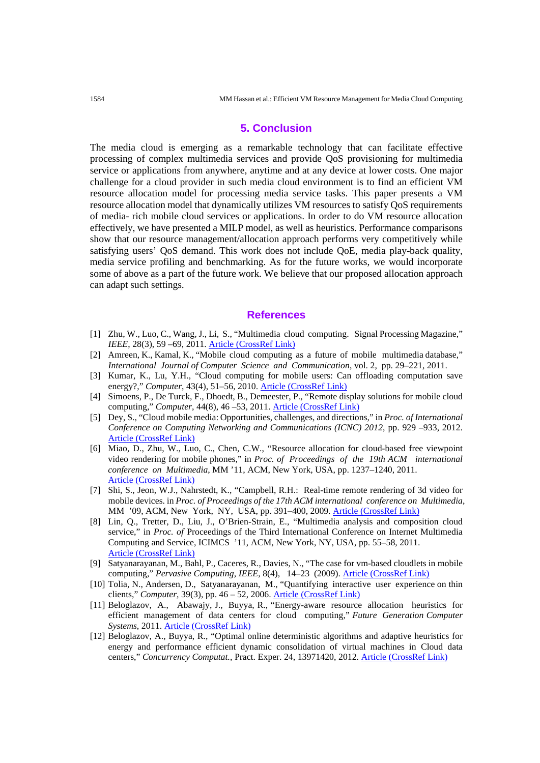## 5. Conclusion

The media cloud is emerging as a remarkable technology that can facilitate effective processing of complex multimedia services and provide QoS provisioning for multimedia service or applications from anywhere, anytime and at any device at lower costs. One major challenge for a cloud provider in such media cloud environment is to find an efficient VM resource allocation model for processing media service tasks. This paper presents a VM resource allocation model that dynamically utilizes VM resources to satisfy QoS requirements of media- rich mobile cloud services or applications. In order to do VM resource allocation effectively, we have presented a MILP model, as well as heuristics. Performance comparisons show that our resource management/allocation approach performs very competitively while satisfying users' QoS demand. This work does not include QoE, media play-back quality, media service profiling and benchmarking. As for the future works, we would incorporate some of above as a part of the future work. We believe that our proposed allocation approach can adapt such settings.

## References

[1] Zhu, W., Luo, C., Wang, J., Li, S., "Multimedia cloud computing. Signal Processing Magazine," *IEEE*, 28(3), 59 –69, 2011. Article (CrossRef Link)

[2] Amreen, K., Kamal, K., "Mobile cloud computing as a future of mobile multimedia database," *International Journal of Computer Science and Communication*, vol. 2, pp. 29–221, 2011.

[3] Kumar, K., Lu, Y.H., "Cloud computing for mobile users: Can offloading computation save energy?," *Computer*, 43(4), 51–56, 2010. Article (CrossRef Link)

[4] Simoens, P., De Turck, F., Dhoedt, B., Demeester, P., "Remote display solutions for mobile cloud computing," *Computer*, 44(8), 46 –53, 2011. Article (CrossRef Link)

[5] Dey, S., "Cloud mobile media: Opportunities, challenges, and directions," in *Proc. of International Conference on Computing Networking and Communications (ICNC) 2012*, pp. 929 –933, 2012. Article (CrossRef Link)

[6] Miao, D., Zhu, W., Luo, C., Chen, C.W., "Resource allocation for cloud-based free viewpoint video rendering for mobile phones," in *Proc. of Proceedings of the 19th ACM international conference on Multimedia*, MM '11, ACM, New York, USA, pp. 1237–1240, 2011. Article (CrossRef Link)

[7] Shi, S., Jeon, W.J., Nahrstedt, K., "Campbell, R.H.: Real-time remote rendering of 3d video for mobile devices. in *Proc. of Proceedings of the 17th ACM international conference on Multimedia*, MM '09, ACM, New York, NY, USA, pp. 391–400, 2009. Article (CrossRef Link)

[8] Lin, Q., Tretter, D., Liu, J., O'Brien-Strain, E., "Multimedia analysis and composition cloud service," in *Proc. of* Proceedings of the Third International Conference on Internet Multimedia Computing and Service, ICIMCS '11, ACM, New York, NY, USA, pp. 55–58, 2011. Article (CrossRef Link)

[9] Satyanarayanan, M., Bahl, P., Caceres, R., Davies, N., "The case for vm-based cloudlets in mobile computing," *Pervasive Computing, IEEE*, 8(4), 14–23 (2009). Article (CrossRef Link)

[10] Tolia, N., Andersen, D., Satyanarayanan, M., "Quantifying interactive user experience on thin clients," *Computer*, 39(3), pp. 46 – 52, 2006. Article (CrossRef Link)

[11] Beloglazov, A., Abawajy, J., Buyya, R., "Energy-aware resource allocation heuristics for efficient management of data centers for cloud computing," *Future Generation Computer Systems*, 2011. Article (CrossRef Link)

[12] Beloglazov, A., Buyya, R., "Optimal online deterministic algorithms and adaptive heuristics for energy and performance efficient dynamic consolidation of virtual machines in Cloud data centers," *Concurrency Computat.*, Pract. Exper. 24, 13971420, 2012. Article (CrossRef Link)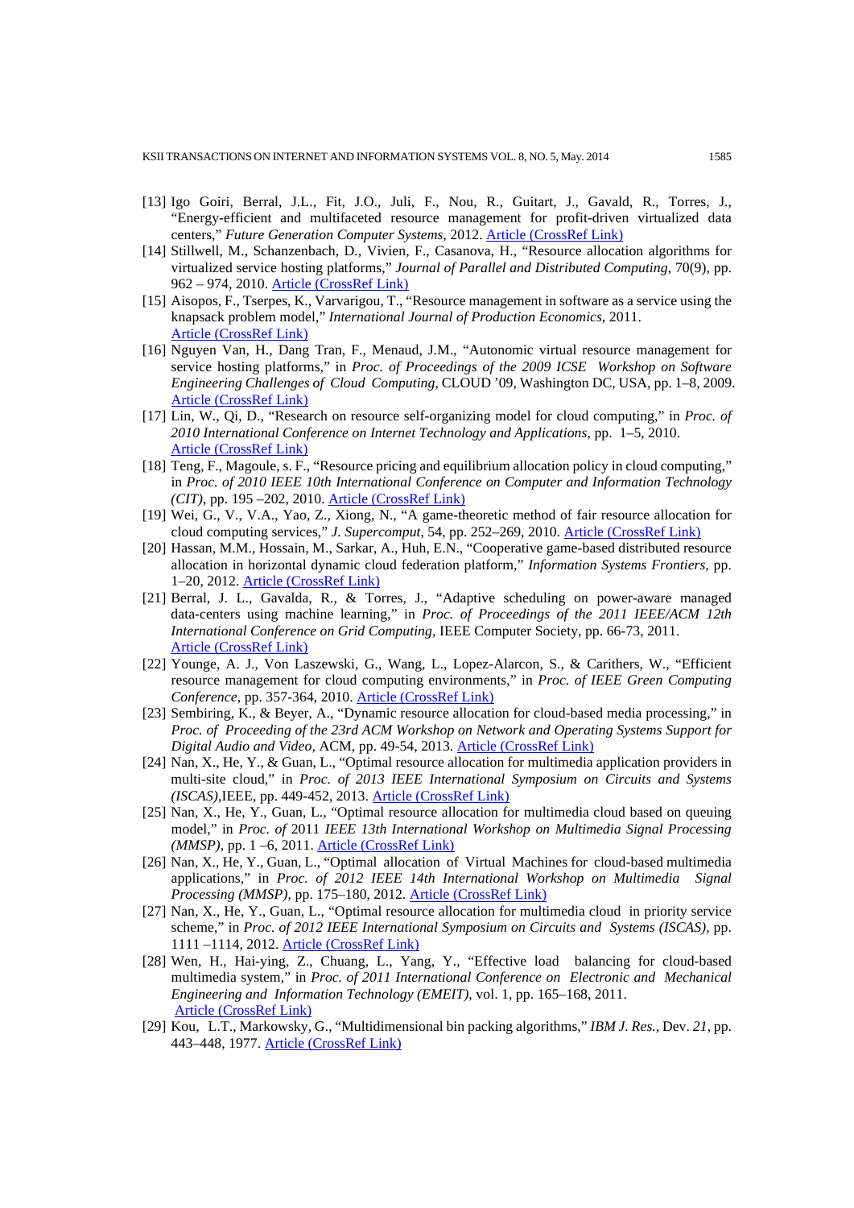[13] Igo Goiri, Berral, J.L., Fit, J.O., Juli, F., Nou, R., Guitart, J., Gavald, R., Torres, J., "Energy-efficient and multifaceted resource management for profit-driven virtualized data centers," *Future Generation Computer Systems*, 2012. Article (CrossRef Link)

[14] Stillwell, M., Schanzenbach, D., Vivien, F., Casanova, H., "Resource allocation algorithms for virtualized service hosting platforms," *Journal of Parallel and Distributed Computing*, 70(9), pp. 962 – 974, 2010. Article (CrossRef Link)

[15] Aisopos, F., Tserpes, K., Varvarigou, T., "Resource management in software as a service using the knapsack problem model," *International Journal of Production Economics*, 2011. Article (CrossRef Link)

[16] Nguyen Van, H., Dang Tran, F., Menaud, J.M., "Autonomic virtual resource management for service hosting platforms," in *Proc. of Proceedings of the 2009 ICSE Workshop on Software Engineering Challenges of Cloud Computing*, CLOUD '09, Washington DC, USA, pp. 1–8, 2009. Article (CrossRef Link)

[17] Lin, W., Qi, D., "Research on resource self-organizing model for cloud computing," in *Proc. of 2010 International Conference on Internet Technology and Applications*, pp. 1–5, 2010. Article (CrossRef Link)

[18] Teng, F., Magoule, s. F., "Resource pricing and equilibrium allocation policy in cloud computing," in *Proc. of 2010 IEEE 10th International Conference on Computer and Information Technology (CIT)*, pp. 195 –202, 2010. Article (CrossRef Link)

[19] Wei, G., V., V.A., Yao, Z., Xiong, N., "A game-theoretic method of fair resource allocation for cloud computing services," *J. Supercomput*, 54, pp. 252–269, 2010. Article (CrossRef Link)

[20] Hassan, M.M., Hossain, M., Sarkar, A., Huh, E.N., "Cooperative game-based distributed resource allocation in horizontal dynamic cloud federation platform," *Information Systems Frontiers*, pp. 1–20, 2012. Article (CrossRef Link)

[21] Berral, J. L., Gavalda, R., & Torres, J., "Adaptive scheduling on power-aware managed data-centers using machine learning," in *Proc. of Proceedings of the 2011 IEEE/ACM 12th International Conference on Grid Computing*, IEEE Computer Society, pp. 66-73, 2011. Article (CrossRef Link)

[22] Younge, A. J., Von Laszewski, G., Wang, L., Lopez-Alarcon, S., & Carithers, W., "Efficient resource management for cloud computing environments," in *Proc. of IEEE Green Computing Conference*, pp. 357-364, 2010. Article (CrossRef Link)

[23] Sembiring, K., & Beyer, A., "Dynamic resource allocation for cloud-based media processing," in *Proc. of Proceeding of the 23rd ACM Workshop on Network and Operating Systems Support for Digital Audio and Video*, ACM, pp. 49-54, 2013. Article (CrossRef Link)

[24] Nan, X., He, Y., & Guan, L., "Optimal resource allocation for multimedia application providers in multi-site cloud," in *Proc. of 2013 IEEE International Symposium on Circuits and Systems (ISCAS)*,IEEE, pp. 449-452, 2013. Article (CrossRef Link)

[25] Nan, X., He, Y., Guan, L., "Optimal resource allocation for multimedia cloud based on queuing model," in *Proc. of* 2011 *IEEE 13th International Workshop on Multimedia Signal Processing (MMSP)*, pp. 1 –6, 2011. Article (CrossRef Link)

[26] Nan, X., He, Y., Guan, L., "Optimal allocation of Virtual Machines for cloud-based multimedia applications," in *Proc. of 2012 IEEE 14th International Workshop on Multimedia Signal Processing (MMSP)*, pp. 175–180, 2012. Article (CrossRef Link)

[27] Nan, X., He, Y., Guan, L., "Optimal resource allocation for multimedia cloud in priority service scheme," in *Proc. of 2012 IEEE International Symposium on Circuits and Systems (ISCAS)*, pp. 1111 –1114, 2012. Article (CrossRef Link)

[28] Wen, H., Hai-ying, Z., Chuang, L., Yang, Y., "Effective load balancing for cloud-based multimedia system," in *Proc. of 2011 International Conference on Electronic and Mechanical Engineering and Information Technology (EMEIT)*, vol. 1, pp. 165–168, 2011. Article (CrossRef Link)

[29] Kou, L.T., Markowsky, G., "Multidimensional bin packing algorithms," *IBM J. Res.*, Dev. *21*, pp. 443–448, 1977. Article (CrossRef Link)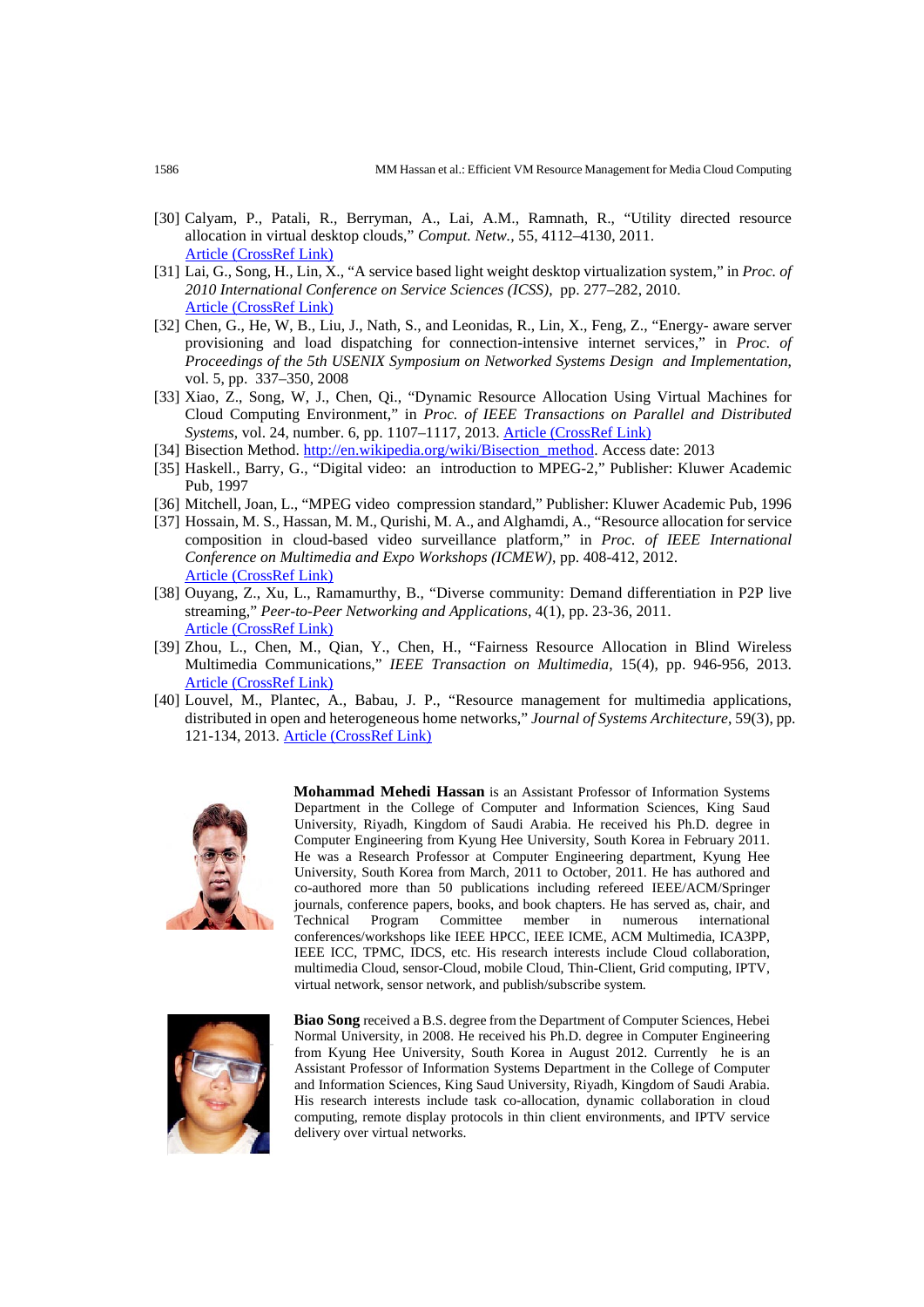[30] Calyam, P., Patali, R., Berryman, A., Lai, A.M., Ramnath, R., "Utility directed resource allocation in virtual desktop clouds," *Comput. Netw.*, 55, 4112–4130, 2011. Article (CrossRef Link)

[31] Lai, G., Song, H., Lin, X., "A service based light weight desktop virtualization system," in *Proc. of 2010 International Conference on Service Sciences (ICSS)*, pp. 277–282, 2010. Article (CrossRef Link)

[32] Chen, G., He, W, B., Liu, J., Nath, S., and Leonidas, R., Lin, X., Feng, Z., "Energy- aware server provisioning and load dispatching for connection-intensive internet services," in *Proc. of Proceedings of the 5th USENIX Symposium on Networked Systems Design and Implementation*, vol. 5, pp. 337–350, 2008

[33] Xiao, Z., Song, W, J., Chen, Qi., "Dynamic Resource Allocation Using Virtual Machines for Cloud Computing Environment," in *Proc. of IEEE Transactions on Parallel and Distributed Systems*, vol. 24, number. 6, pp. 1107–1117, 2013. Article (CrossRef Link)

[34] Bisection Method. http://en.wikipedia.org/wiki/Bisection_method. Access date: 2013

[35] Haskell., Barry, G., "Digital video: an introduction to MPEG-2," Publisher: Kluwer Academic Pub, 1997

[36] Mitchell, Joan, L., "MPEG video compression standard," Publisher: Kluwer Academic Pub, 1996

[37] Hossain, M. S., Hassan, M. M., Qurishi, M. A., and Alghamdi, A., "Resource allocation for service composition in cloud-based video surveillance platform," in *Proc. of IEEE International Conference on Multimedia and Expo Workshops (ICMEW)*, pp. 408-412, 2012. Article (CrossRef Link)

[38] Ouyang, Z., Xu, L., Ramamurthy, B., "Diverse community: Demand differentiation in P2P live streaming," *Peer-to-Peer Networking and Applications*, 4(1), pp. 23-36, 2011. Article (CrossRef Link)

[39] Zhou, L., Chen, M., Qian, Y., Chen, H., "Fairness Resource Allocation in Blind Wireless Multimedia Communications," *IEEE Transaction on Multimedia*, 15(4), pp. 946-956, 2013. Article (CrossRef Link)

[40] Louvel, M., Plantec, A., Babau, J. P., "Resource management for multimedia applications, distributed in open and heterogeneous home networks," *Journal of Systems Architecture*, 59(3), pp. 121-134, 2013. Article (CrossRef Link)

**Mohammad Mehedi Hassan** is an Assistant Professor of Information Systems Department in the College of Computer and Information Sciences, King Saud University, Riyadh, Kingdom of Saudi Arabia. He received his Ph.D. degree in Computer Engineering from Kyung Hee University, South Korea in February 2011. He was a Research Professor at Computer Engineering department, Kyung Hee University, South Korea from March, 2011 to October, 2011. He has authored and co-authored more than 50 publications including refereed IEEE/ACM/Springer journals, conference papers, books, and book chapters. He has served as, chair, and Technical Program Committee member in numerous international conferences/workshops like IEEE HPCC, IEEE ICME, ACM Multimedia, ICA3PP, IEEE ICC, TPMC, IDCS, etc. His research interests include Cloud collaboration, multimedia Cloud, sensor-Cloud, mobile Cloud, Thin-Client, Grid computing, IPTV, virtual network, sensor network, and publish/subscribe system.

**Biao Song** received a B.S. degree from the Department of Computer Sciences, Hebei Normal University, in 2008. He received his Ph.D. degree in Computer Engineering from Kyung Hee University, South Korea in August 2012. Currently he is an Assistant Professor of Information Systems Department in the College of Computer and Information Sciences, King Saud University, Riyadh, Kingdom of Saudi Arabia. His research interests include task co-allocation, dynamic collaboration in cloud computing, remote display protocols in thin client environments, and IPTV service delivery over virtual networks.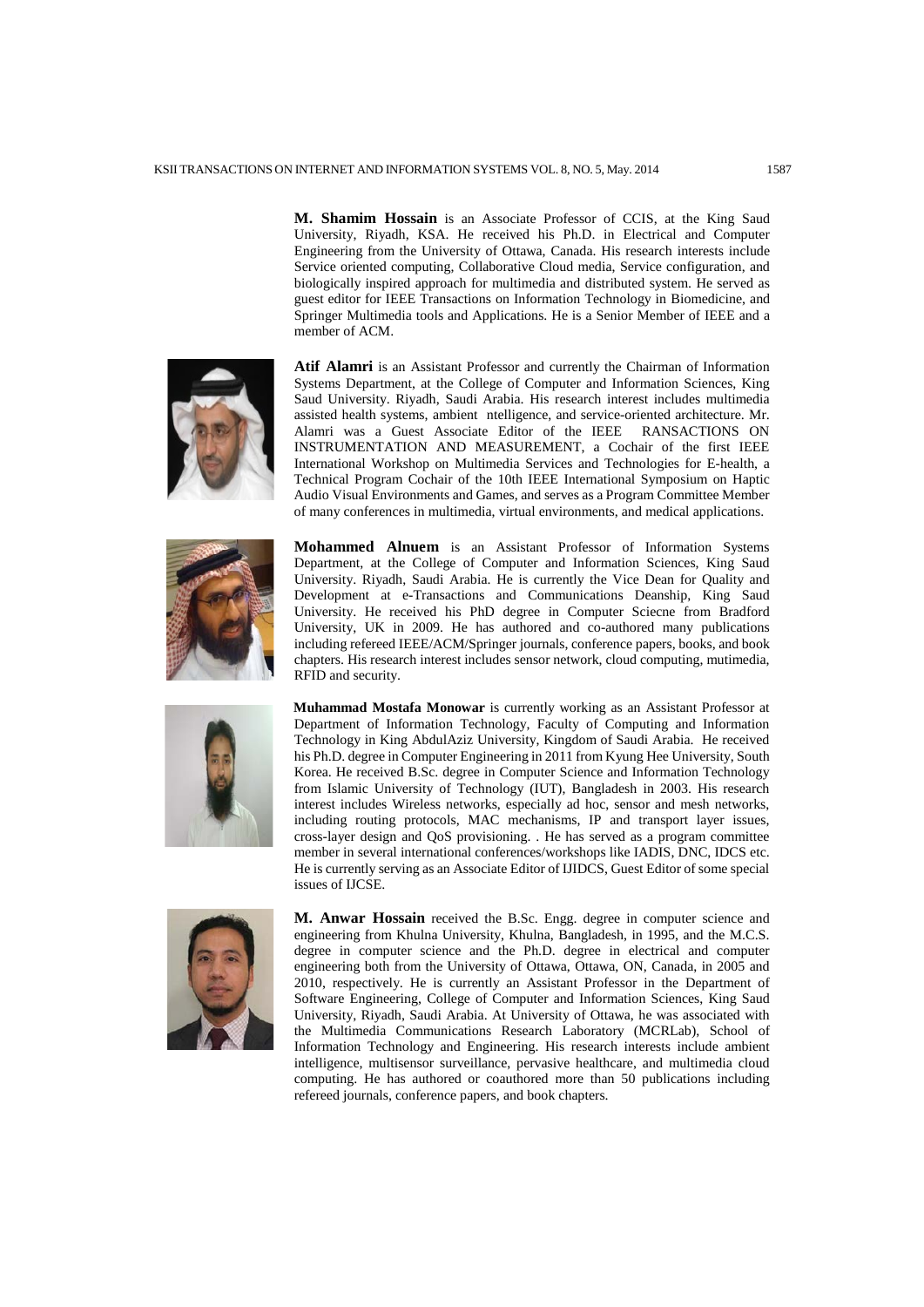**M. Shamim Hossain** is an Associate Professor of CCIS, at the King Saud University, Riyadh, KSA. He received his Ph.D. in Electrical and Computer Engineering from the University of Ottawa, Canada. His research interests include Service oriented computing, Collaborative Cloud media, Service configuration, and biologically inspired approach for multimedia and distributed system. He served as guest editor for IEEE Transactions on Information Technology in Biomedicine, and Springer Multimedia tools and Applications. He is a Senior Member of IEEE and a member of ACM.

**Atif Alamri** is an Assistant Professor and currently the Chairman of Information Systems Department, at the College of Computer and Information Sciences, King Saud University. Riyadh, Saudi Arabia. His research interest includes multimedia assisted health systems, ambient ntelligence, and service-oriented architecture. Mr. Alamri was a Guest Associate Editor of the IEEE RANSACTIONS ON INSTRUMENTATION AND MEASUREMENT, a Cochair of the first IEEE International Workshop on Multimedia Services and Technologies for E-health, a Technical Program Cochair of the 10th IEEE International Symposium on Haptic Audio Visual Environments and Games, and serves as a Program Committee Member of many conferences in multimedia, virtual environments, and medical applications.

**Mohammed Alnuem** is an Assistant Professor of Information Systems Department, at the College of Computer and Information Sciences, King Saud University. Riyadh, Saudi Arabia. He is currently the Vice Dean for Quality and Development at e-Transactions and Communications Deanship, King Saud University. He received his PhD degree in Computer Sciecne from Bradford University, UK in 2009. He has authored and co-authored many publications including refereed IEEE/ACM/Springer journals, conference papers, books, and book chapters. His research interest includes sensor network, cloud computing, mutimedia, RFID and security.

**Muhammad Mostafa Monowar** is currently working as an Assistant Professor at Department of Information Technology, Faculty of Computing and Information Technology in King AbdulAziz University, Kingdom of Saudi Arabia. He received his Ph.D. degree in Computer Engineering in 2011 from Kyung Hee University, South Korea. He received B.Sc. degree in Computer Science and Information Technology from Islamic University of Technology (IUT), Bangladesh in 2003. His research interest includes Wireless networks, especially ad hoc, sensor and mesh networks, including routing protocols, MAC mechanisms, IP and transport layer issues, cross-layer design and QoS provisioning. . He has served as a program committee member in several international conferences/workshops like IADIS, DNC, IDCS etc. He is currently serving as an Associate Editor of IJIDCS, Guest Editor of some special issues of IJCSE.

**M. Anwar Hossain** received the B.Sc. Engg. degree in computer science and engineering from Khulna University, Khulna, Bangladesh, in 1995, and the M.C.S. degree in computer science and the Ph.D. degree in electrical and computer engineering both from the University of Ottawa, Ottawa, ON, Canada, in 2005 and 2010, respectively. He is currently an Assistant Professor in the Department of Software Engineering, College of Computer and Information Sciences, King Saud University, Riyadh, Saudi Arabia. At University of Ottawa, he was associated with the Multimedia Communications Research Laboratory (MCRLab), School of Information Technology and Engineering. His research interests include ambient intelligence, multisensor surveillance, pervasive healthcare, and multimedia cloud computing. He has authored or coauthored more than 50 publications including refereed journals, conference papers, and book chapters.